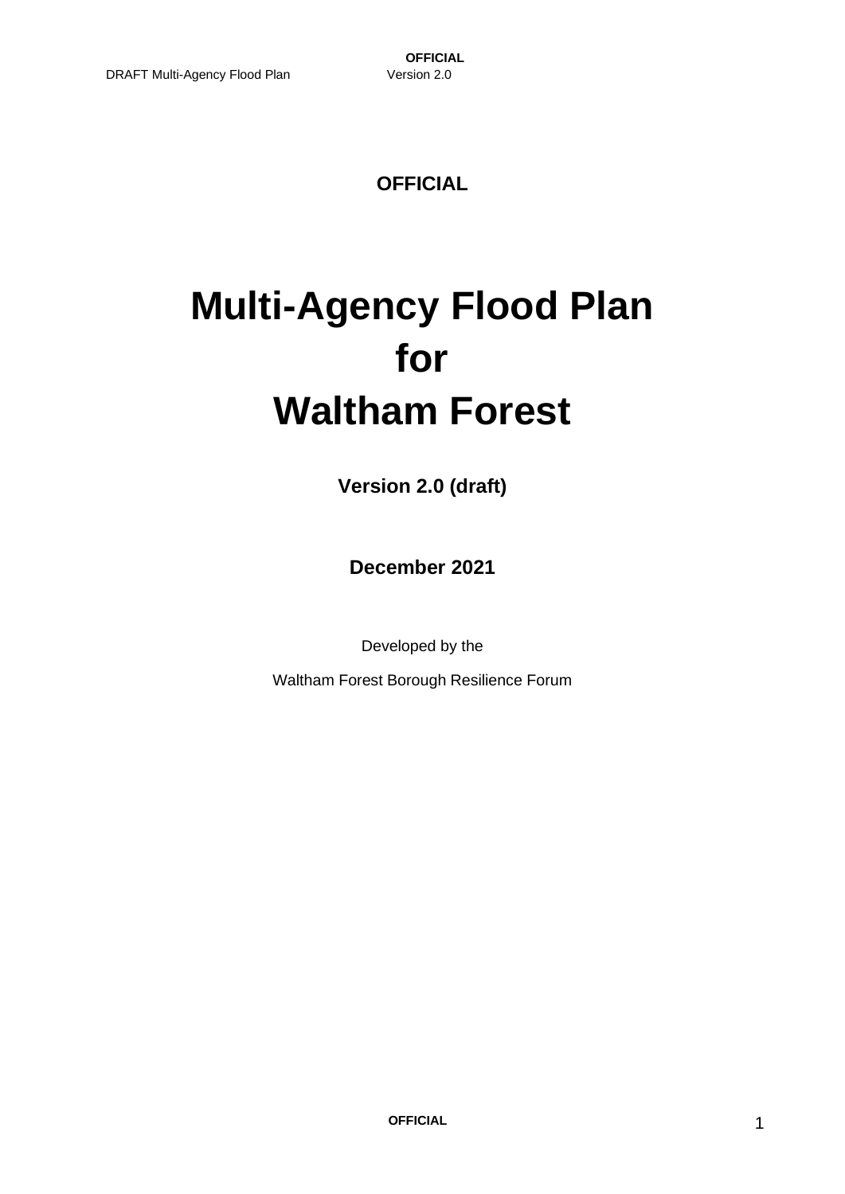**OFFICIAL**

# Multi-Agency Flood Plan for Waltham Forest

**Version 2.0 (draft)**

**December 2021**

Developed by the

Waltham Forest Borough Resilience Forum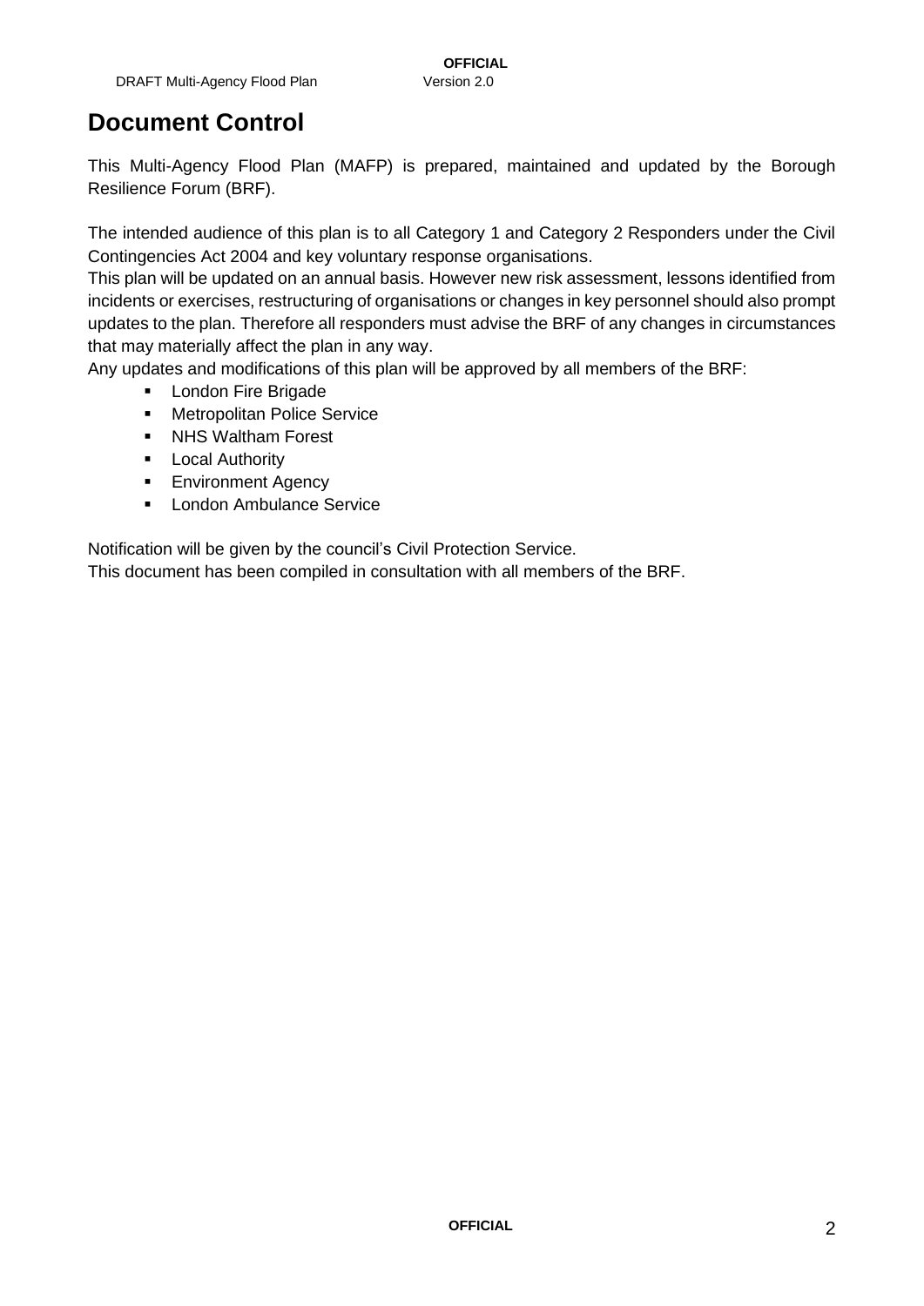# Document Control

This Multi-Agency Flood Plan (MAFP) is prepared, maintained and updated by the Borough Resilience Forum (BRF).

The intended audience of this plan is to all Category 1 and Category 2 Responders under the Civil Contingencies Act 2004 and key voluntary response organisations.

This plan will be updated on an annual basis. However new risk assessment, lessons identified from incidents or exercises, restructuring of organisations or changes in key personnel should also prompt updates to the plan. Therefore all responders must advise the BRF of any changes in circumstances that may materially affect the plan in any way.

Any updates and modifications of this plan will be approved by all members of the BRF:

- London Fire Brigade
- Metropolitan Police Service
- NHS Waltham Forest
- Local Authority
- Environment Agency
- London Ambulance Service

Notification will be given by the council's Civil Protection Service.

This document has been compiled in consultation with all members of the BRF.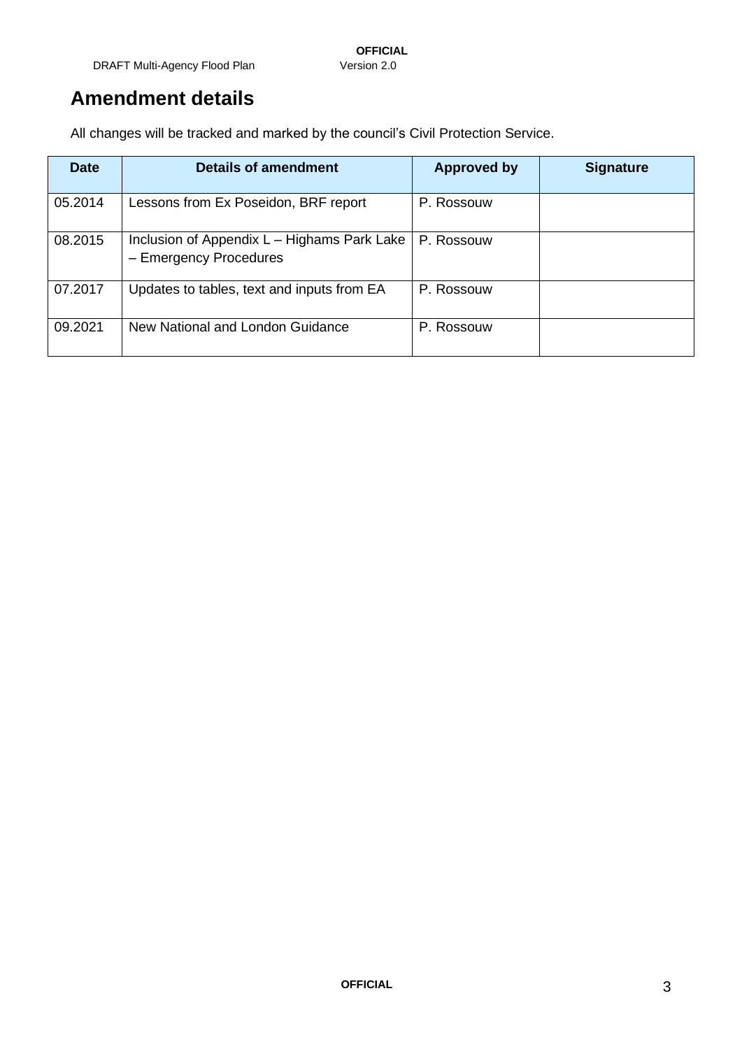## Amendment details

All changes will be tracked and marked by the council's Civil Protection Service.

| Date | Details of amendment | Approved by | Signature |
| --- | --- | --- | --- |
| 05.2014 | Lessons from Ex Poseidon, BRF report | P. Rossouw | |
| 08.2015 | Inclusion of Appendix L – Highams Park Lake – Emergency Procedures | P. Rossouw | |
| 07.2017 | Updates to tables, text and inputs from EA | P. Rossouw | |
| 09.2021 | New National and London Guidance | P. Rossouw | |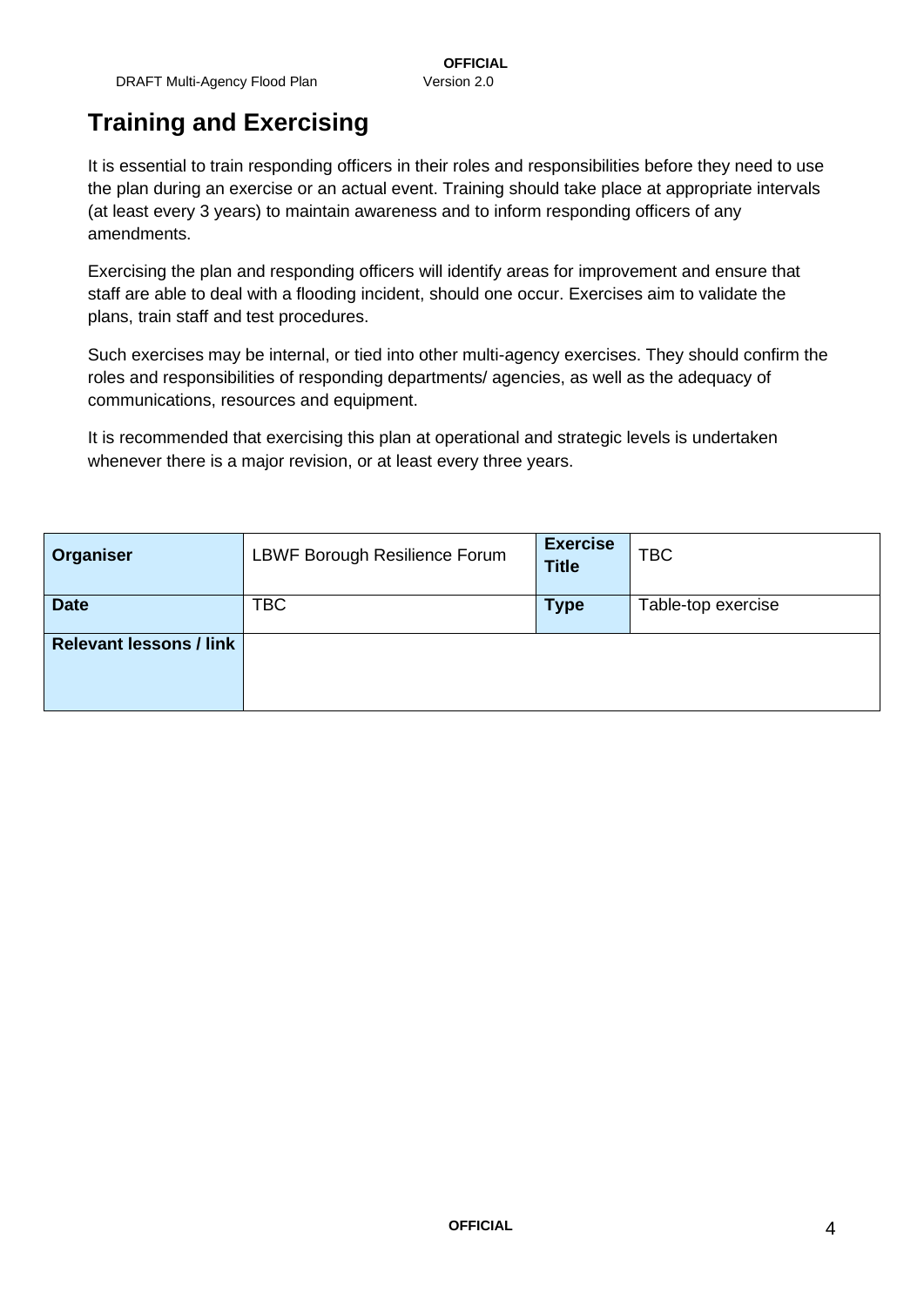# Training and Exercising

It is essential to train responding officers in their roles and responsibilities before they need to use the plan during an exercise or an actual event. Training should take place at appropriate intervals (at least every 3 years) to maintain awareness and to inform responding officers of any amendments.

Exercising the plan and responding officers will identify areas for improvement and ensure that staff are able to deal with a flooding incident, should one occur. Exercises aim to validate the plans, train staff and test procedures.

Such exercises may be internal, or tied into other multi-agency exercises. They should confirm the roles and responsibilities of responding departments/ agencies, as well as the adequacy of communications, resources and equipment.

It is recommended that exercising this plan at operational and strategic levels is undertaken whenever there is a major revision, or at least every three years.

| **Organiser** | LBWF Borough Resilience Forum | **Exercise Title** | TBC |
|---|---|---|---|
| **Date** | TBC | **Type** | Table-top exercise |
| **Relevant lessons / link** | | | |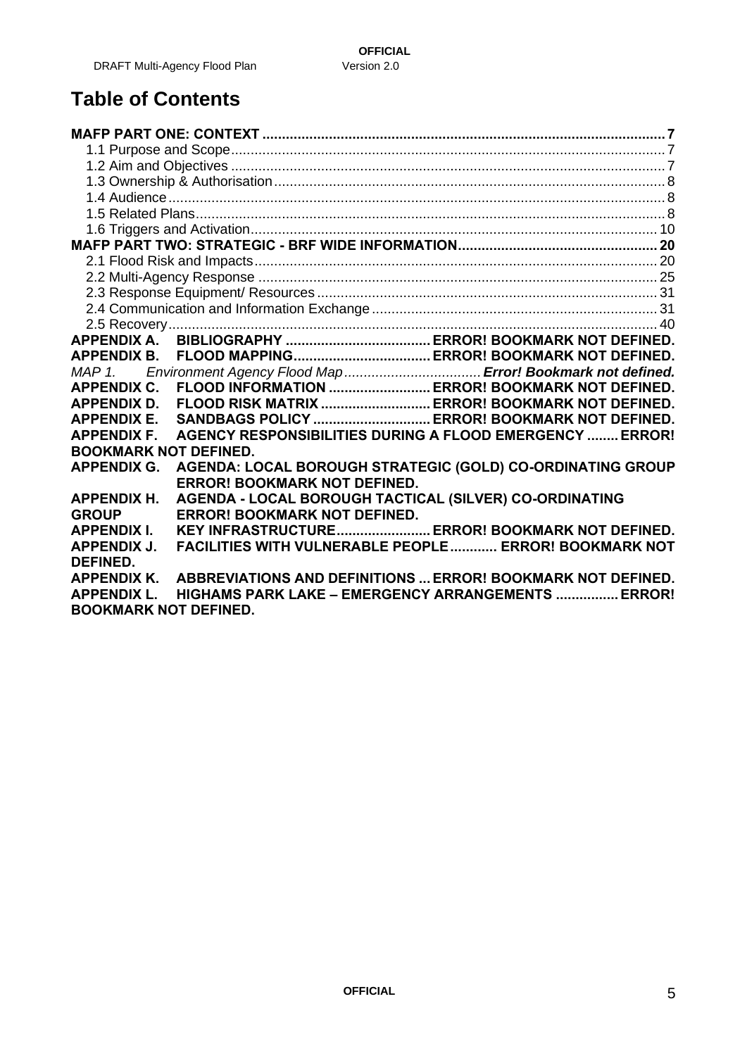# Table of Contents

**MAFP PART ONE: CONTEXT .......... 7**

- 1.1 Purpose and Scope .......... 7
- 1.2 Aim and Objectives .......... 7
- 1.3 Ownership & Authorisation .......... 8
- 1.4 Audience .......... 8
- 1.5 Related Plans .......... 8
- 1.6 Triggers and Activation .......... 10

**MAFP PART TWO: STRATEGIC - BRF WIDE INFORMATION .......... 20**

- 2.1 Flood Risk and Impacts .......... 20
- 2.2 Multi-Agency Response .......... 25
- 2.3 Response Equipment/ Resources .......... 31
- 2.4 Communication and Information Exchange .......... 31
- 2.5 Recovery .......... 40

**APPENDIX A. BIBLIOGRAPHY .......... ERROR! BOOKMARK NOT DEFINED.**

**APPENDIX B. FLOOD MAPPING .......... ERROR! BOOKMARK NOT DEFINED.**

*MAP 1. Environment Agency Flood Map .......... **Error! Bookmark not defined.***

**APPENDIX C. FLOOD INFORMATION .......... ERROR! BOOKMARK NOT DEFINED.**

**APPENDIX D. FLOOD RISK MATRIX .......... ERROR! BOOKMARK NOT DEFINED.**

**APPENDIX E. SANDBAGS POLICY .......... ERROR! BOOKMARK NOT DEFINED.**

**APPENDIX F. AGENCY RESPONSIBILITIES DURING A FLOOD EMERGENCY .......... ERROR! BOOKMARK NOT DEFINED.**

**APPENDIX G. AGENDA: LOCAL BOROUGH STRATEGIC (GOLD) CO-ORDINATING GROUP ERROR! BOOKMARK NOT DEFINED.**

**APPENDIX H. AGENDA - LOCAL BOROUGH TACTICAL (SILVER) CO-ORDINATING GROUP ERROR! BOOKMARK NOT DEFINED.**

**APPENDIX I. KEY INFRASTRUCTURE .......... ERROR! BOOKMARK NOT DEFINED.**

**APPENDIX J. FACILITIES WITH VULNERABLE PEOPLE .......... ERROR! BOOKMARK NOT DEFINED.**

**APPENDIX K. ABBREVIATIONS AND DEFINITIONS .......... ERROR! BOOKMARK NOT DEFINED.**

**APPENDIX L. HIGHAMS PARK LAKE – EMERGENCY ARRANGEMENTS .......... ERROR! BOOKMARK NOT DEFINED.**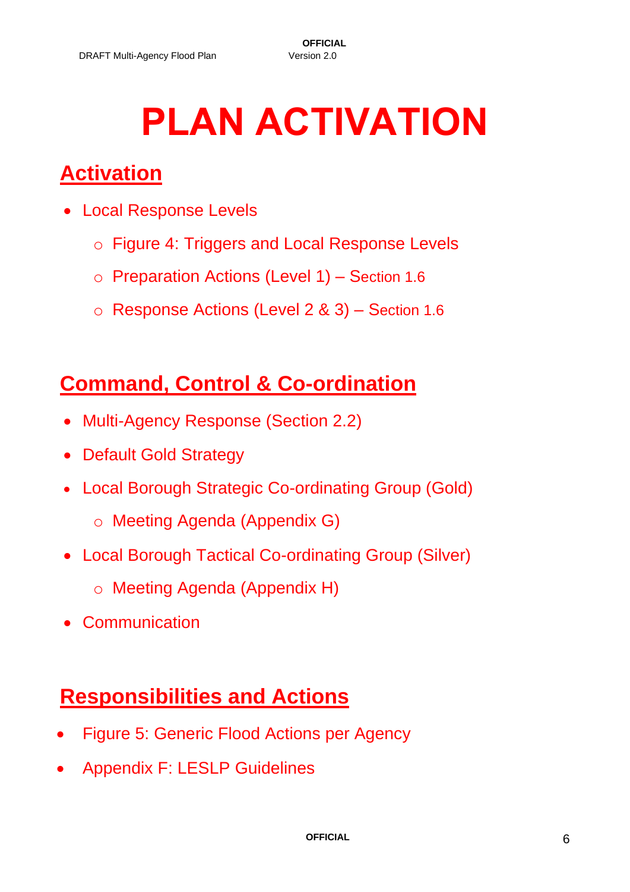# PLAN ACTIVATION

## Activation

- Local Response Levels
  - Figure 4: Triggers and Local Response Levels
  - Preparation Actions (Level 1) – Section 1.6
  - Response Actions (Level 2 & 3) – Section 1.6

## Command, Control & Co-ordination

- Multi-Agency Response (Section 2.2)
- Default Gold Strategy
- Local Borough Strategic Co-ordinating Group (Gold)
  - Meeting Agenda (Appendix G)
- Local Borough Tactical Co-ordinating Group (Silver)
  - Meeting Agenda (Appendix H)
- Communication

## Responsibilities and Actions

- Figure 5: Generic Flood Actions per Agency
- Appendix F: LESLP Guidelines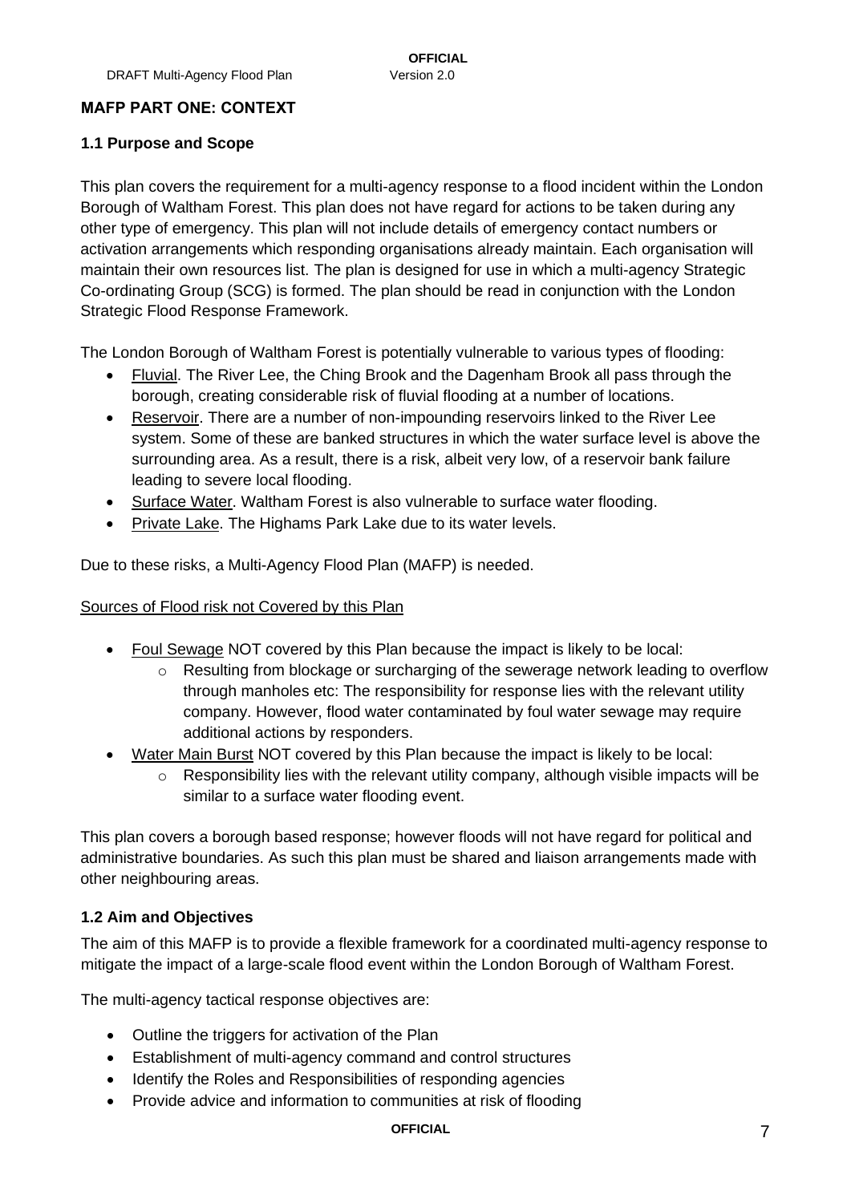## MAFP PART ONE: CONTEXT

### 1.1 Purpose and Scope

This plan covers the requirement for a multi-agency response to a flood incident within the London Borough of Waltham Forest. This plan does not have regard for actions to be taken during any other type of emergency. This plan will not include details of emergency contact numbers or activation arrangements which responding organisations already maintain. Each organisation will maintain their own resources list. The plan is designed for use in which a multi-agency Strategic Co-ordinating Group (SCG) is formed. The plan should be read in conjunction with the London Strategic Flood Response Framework.

The London Borough of Waltham Forest is potentially vulnerable to various types of flooding:

- Fluvial. The River Lee, the Ching Brook and the Dagenham Brook all pass through the borough, creating considerable risk of fluvial flooding at a number of locations.
- Reservoir. There are a number of non-impounding reservoirs linked to the River Lee system. Some of these are banked structures in which the water surface level is above the surrounding area. As a result, there is a risk, albeit very low, of a reservoir bank failure leading to severe local flooding.
- Surface Water. Waltham Forest is also vulnerable to surface water flooding.
- Private Lake. The Highams Park Lake due to its water levels.

Due to these risks, a Multi-Agency Flood Plan (MAFP) is needed.

Sources of Flood risk not Covered by this Plan

- Foul Sewage NOT covered by this Plan because the impact is likely to be local:
  - Resulting from blockage or surcharging of the sewerage network leading to overflow through manholes etc: The responsibility for response lies with the relevant utility company. However, flood water contaminated by foul water sewage may require additional actions by responders.
- Water Main Burst NOT covered by this Plan because the impact is likely to be local:
  - Responsibility lies with the relevant utility company, although visible impacts will be similar to a surface water flooding event.

This plan covers a borough based response; however floods will not have regard for political and administrative boundaries. As such this plan must be shared and liaison arrangements made with other neighbouring areas.

### 1.2 Aim and Objectives

The aim of this MAFP is to provide a flexible framework for a coordinated multi-agency response to mitigate the impact of a large-scale flood event within the London Borough of Waltham Forest.

The multi-agency tactical response objectives are:

- Outline the triggers for activation of the Plan
- Establishment of multi-agency command and control structures
- Identify the Roles and Responsibilities of responding agencies
- Provide advice and information to communities at risk of flooding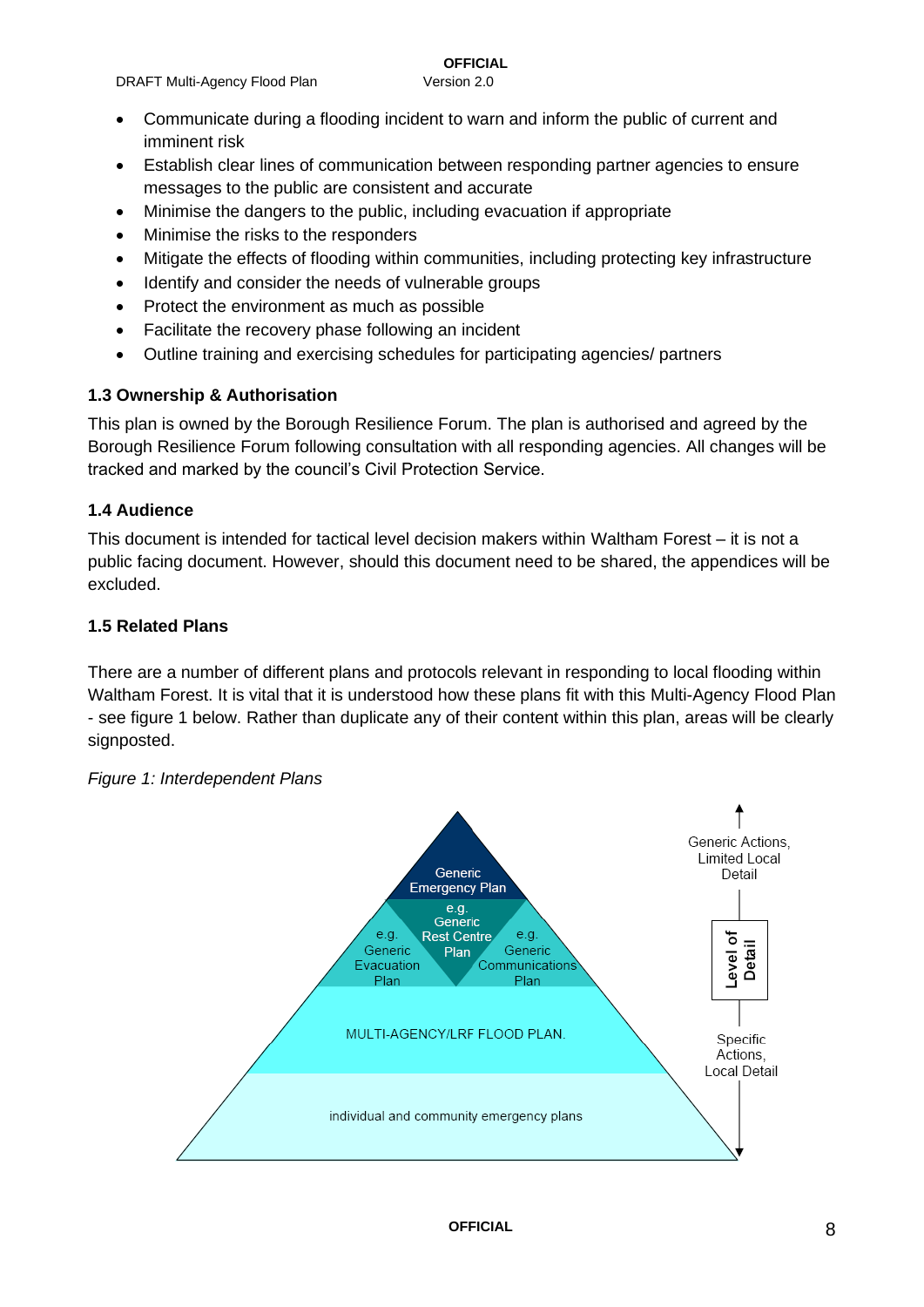- Communicate during a flooding incident to warn and inform the public of current and imminent risk
- Establish clear lines of communication between responding partner agencies to ensure messages to the public are consistent and accurate
- Minimise the dangers to the public, including evacuation if appropriate
- Minimise the risks to the responders
- Mitigate the effects of flooding within communities, including protecting key infrastructure
- Identify and consider the needs of vulnerable groups
- Protect the environment as much as possible
- Facilitate the recovery phase following an incident
- Outline training and exercising schedules for participating agencies/ partners

### 1.3 Ownership & Authorisation

This plan is owned by the Borough Resilience Forum. The plan is authorised and agreed by the Borough Resilience Forum following consultation with all responding agencies. All changes will be tracked and marked by the council's Civil Protection Service.

### 1.4 Audience

This document is intended for tactical level decision makers within Waltham Forest – it is not a public facing document. However, should this document need to be shared, the appendices will be excluded.

### 1.5 Related Plans

There are a number of different plans and protocols relevant in responding to local flooding within Waltham Forest. It is vital that it is understood how these plans fit with this Multi-Agency Flood Plan - see figure 1 below. Rather than duplicate any of their content within this plan, areas will be clearly signposted.

*Figure 1: Interdependent Plans*

Generic Emergency Plan

e.g. Generic Evacuation Plan | e.g. Generic Rest Centre Plan | e.g. Generic Communications Plan

MULTI-AGENCY/LRF FLOOD PLAN.

individual and community emergency plans

Level of Detail: Generic Actions, Limited Local Detail (top) → Specific Actions, Local Detail (bottom)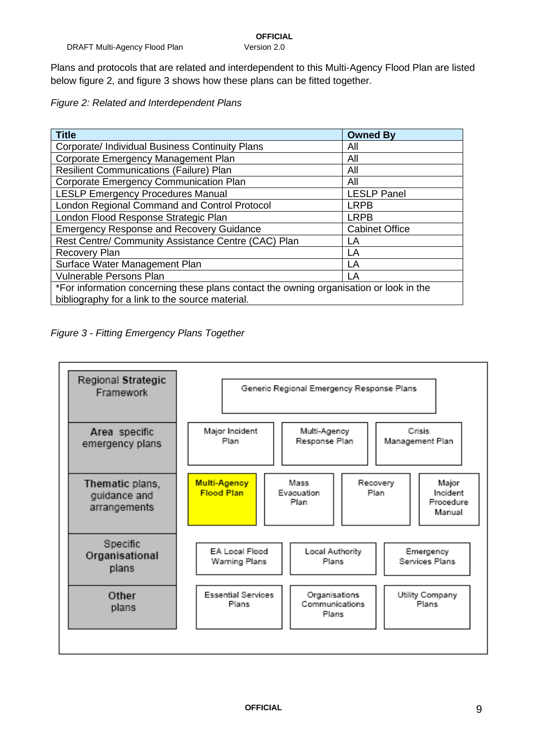Plans and protocols that are related and interdependent to this Multi-Agency Flood Plan are listed below figure 2, and figure 3 shows how these plans can be fitted together.

*Figure 2: Related and Interdependent Plans*

| Title | Owned By |
|---|---|
| Corporate/ Individual Business Continuity Plans | All |
| Corporate Emergency Management Plan | All |
| Resilient Communications (Failure) Plan | All |
| Corporate Emergency Communication Plan | All |
| LESLP Emergency Procedures Manual | LESLP Panel |
| London Regional Command and Control Protocol | LRPB |
| London Flood Response Strategic Plan | LRPB |
| Emergency Response and Recovery Guidance | Cabinet Office |
| Rest Centre/ Community Assistance Centre (CAC) Plan | LA |
| Recovery Plan | LA |
| Surface Water Management Plan | LA |
| Vulnerable Persons Plan | LA |
| *For information concerning these plans contact the owning organisation or look in the bibliography for a link to the source material. | |

*Figure 3 - Fitting Emergency Plans Together*

| Level | Plans | | | |
|---|---|---|---|---|
| Regional Strategic Framework | Generic Regional Emergency Response Plans | | | |
| Area specific emergency plans | Major Incident Plan | Multi-Agency Response Plan | Crisis Management Plan | |
| Thematic plans, guidance and arrangements | **Multi-Agency Flood Plan** | Mass Evacuation Plan | Recovery Plan | Major Incident Procedure Manual |
| Specific Organisational plans | EA Local Flood Warning Plans | Local Authority Plans | Emergency Services Plans | |
| Other plans | Essential Services Plans | Organisations Communications Plans | Utility Company Plans | |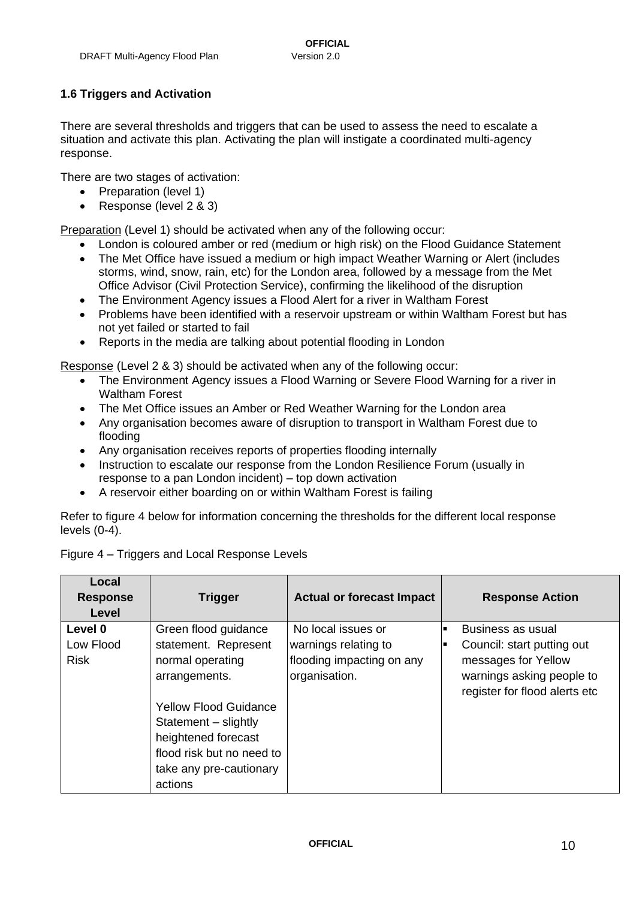### 1.6 Triggers and Activation

There are several thresholds and triggers that can be used to assess the need to escalate a situation and activate this plan. Activating the plan will instigate a coordinated multi-agency response.

There are two stages of activation:

- Preparation (level 1)
- Response (level 2 & 3)

Preparation (Level 1) should be activated when any of the following occur:

- London is coloured amber or red (medium or high risk) on the Flood Guidance Statement
- The Met Office have issued a medium or high impact Weather Warning or Alert (includes storms, wind, snow, rain, etc) for the London area, followed by a message from the Met Office Advisor (Civil Protection Service), confirming the likelihood of the disruption
- The Environment Agency issues a Flood Alert for a river in Waltham Forest
- Problems have been identified with a reservoir upstream or within Waltham Forest but has not yet failed or started to fail
- Reports in the media are talking about potential flooding in London

Response (Level 2 & 3) should be activated when any of the following occur:

- The Environment Agency issues a Flood Warning or Severe Flood Warning for a river in Waltham Forest
- The Met Office issues an Amber or Red Weather Warning for the London area
- Any organisation becomes aware of disruption to transport in Waltham Forest due to flooding
- Any organisation receives reports of properties flooding internally
- Instruction to escalate our response from the London Resilience Forum (usually in response to a pan London incident) – top down activation
- A reservoir either boarding on or within Waltham Forest is failing

Refer to figure 4 below for information concerning the thresholds for the different local response levels (0-4).

Figure 4 – Triggers and Local Response Levels

| Local Response Level | Trigger | Actual or forecast Impact | Response Action |
|---|---|---|---|
| **Level 0**<br>Low Flood Risk | Green flood guidance statement. Represent normal operating arrangements.<br><br>Yellow Flood Guidance Statement – slightly heightened forecast flood risk but no need to take any pre-cautionary actions | No local issues or warnings relating to flooding impacting on any organisation. | ▪ Business as usual<br>▪ Council: start putting out messages for Yellow warnings asking people to register for flood alerts etc |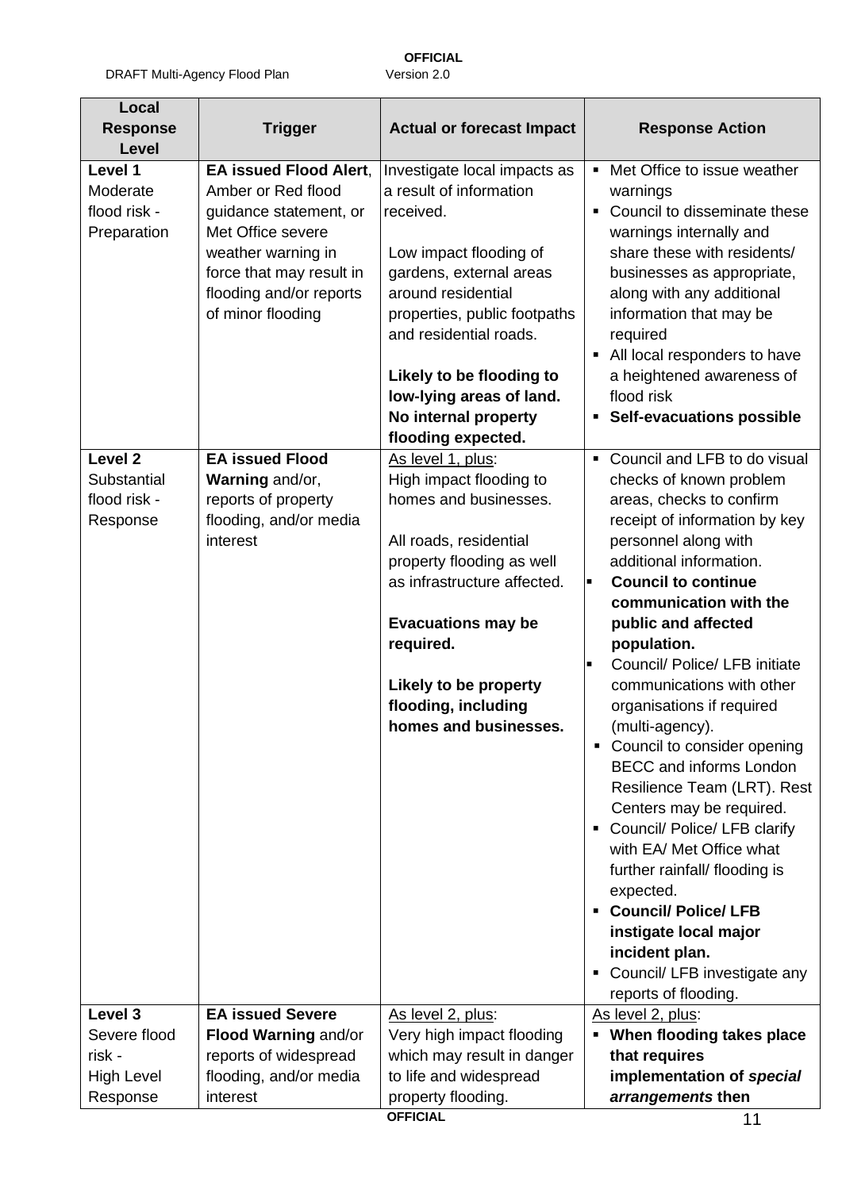| Local Response Level | Trigger | Actual or forecast Impact | Response Action |
|---|---|---|---|
| **Level 1** Moderate flood risk - Preparation | **EA issued Flood Alert**, Amber or Red flood guidance statement, or Met Office severe weather warning in force that may result in flooding and/or reports of minor flooding | Investigate local impacts as a result of information received.<br><br>Low impact flooding of gardens, external areas around residential properties, public footpaths and residential roads.<br><br>**Likely to be flooding to low-lying areas of land. No internal property flooding expected.** | ▪ Met Office to issue weather warnings<br>▪ Council to disseminate these warnings internally and share these with residents/ businesses as appropriate, along with any additional information that may be required<br>▪ All local responders to have a heightened awareness of flood risk<br>▪ **Self-evacuations possible** |
| **Level 2** Substantial flood risk - Response | **EA issued Flood Warning** and/or, reports of property flooding, and/or media interest | As level 1, plus:<br>High impact flooding to homes and businesses.<br><br>All roads, residential property flooding as well as infrastructure affected.<br><br>**Evacuations may be required.**<br><br>**Likely to be property flooding, including homes and businesses.** | ▪ Council and LFB to do visual checks of known problem areas, checks to confirm receipt of information by key personnel along with additional information.<br>▪ **Council to continue communication with the public and affected population.**<br>▪ Council/ Police/ LFB initiate communications with other organisations if required (multi-agency).<br>▪ Council to consider opening BECC and informs London Resilience Team (LRT). Rest Centers may be required.<br>▪ Council/ Police/ LFB clarify with EA/ Met Office what further rainfall/ flooding is expected.<br>▪ **Council/ Police/ LFB instigate local major incident plan.**<br>▪ Council/ LFB investigate any reports of flooding. |
| **Level 3** Severe flood risk - High Level Response | **EA issued Severe Flood Warning** and/or reports of widespread flooding, and/or media interest | As level 2, plus:<br>Very high impact flooding which may result in danger to life and widespread property flooding. | As level 2, plus:<br>▪ **When flooding takes place that requires implementation of *special arrangements* then** |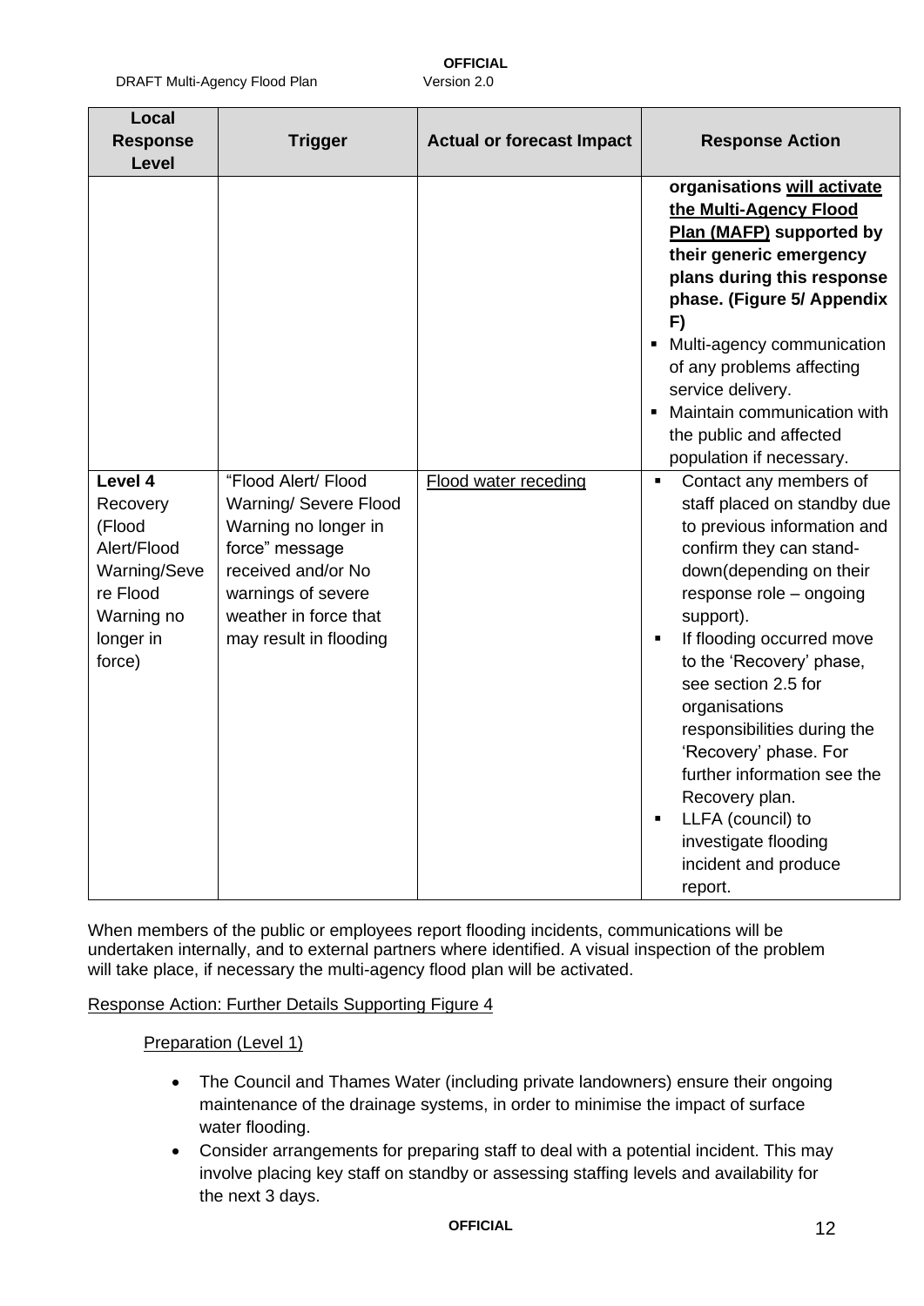| Local Response Level | Trigger | Actual or forecast Impact | Response Action |
|---|---|---|---|
| | | | **organisations <u>will activate the Multi-Agency Flood Plan (MAFP)</u> supported by their generic emergency plans during this response phase. (Figure 5/ Appendix F)**<br>▪ Multi-agency communication of any problems affecting service delivery.<br>▪ Maintain communication with the public and affected population if necessary. |
| **Level 4** Recovery (Flood Alert/Flood Warning/Severe Flood Warning no longer in force) | "Flood Alert/ Flood Warning/ Severe Flood Warning no longer in force" message received and/or No warnings of severe weather in force that may result in flooding | <u>Flood water receding</u> | ▪ Contact any members of staff placed on standby due to previous information and confirm they can stand-down(depending on their response role – ongoing support).<br>▪ If flooding occurred move to the 'Recovery' phase, see section 2.5 for organisations responsibilities during the 'Recovery' phase. For further information see the Recovery plan.<br>▪ LLFA (council) to investigate flooding incident and produce report. |

When members of the public or employees report flooding incidents, communications will be undertaken internally, and to external partners where identified. A visual inspection of the problem will take place, if necessary the multi-agency flood plan will be activated.

<u>Response Action: Further Details Supporting Figure 4</u>

<u>Preparation (Level 1)</u>

- The Council and Thames Water (including private landowners) ensure their ongoing maintenance of the drainage systems, in order to minimise the impact of surface water flooding.
- Consider arrangements for preparing staff to deal with a potential incident. This may involve placing key staff on standby or assessing staffing levels and availability for the next 3 days.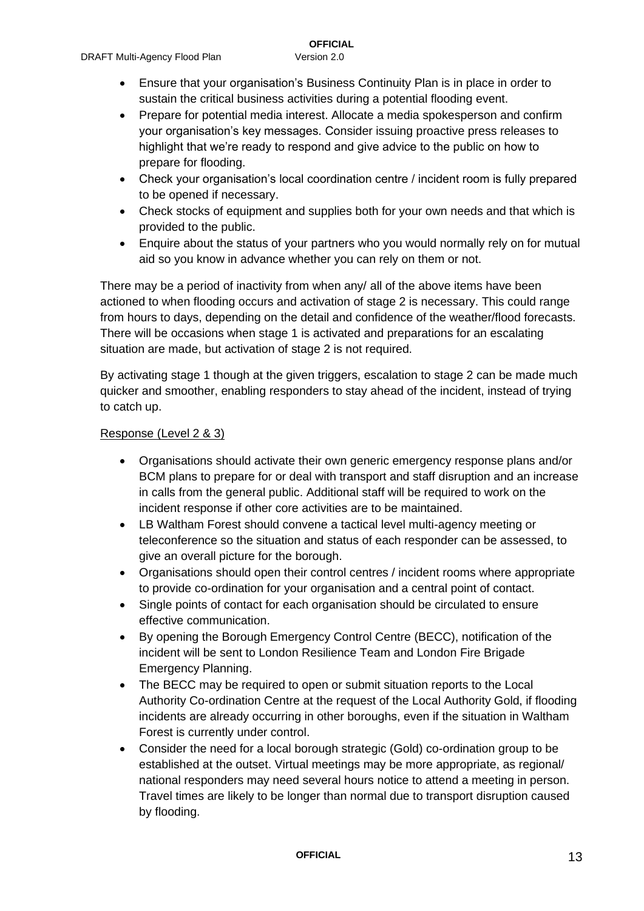- Ensure that your organisation's Business Continuity Plan is in place in order to sustain the critical business activities during a potential flooding event.
- Prepare for potential media interest. Allocate a media spokesperson and confirm your organisation's key messages. Consider issuing proactive press releases to highlight that we're ready to respond and give advice to the public on how to prepare for flooding.
- Check your organisation's local coordination centre / incident room is fully prepared to be opened if necessary.
- Check stocks of equipment and supplies both for your own needs and that which is provided to the public.
- Enquire about the status of your partners who you would normally rely on for mutual aid so you know in advance whether you can rely on them or not.

There may be a period of inactivity from when any/ all of the above items have been actioned to when flooding occurs and activation of stage 2 is necessary. This could range from hours to days, depending on the detail and confidence of the weather/flood forecasts. There will be occasions when stage 1 is activated and preparations for an escalating situation are made, but activation of stage 2 is not required.

By activating stage 1 though at the given triggers, escalation to stage 2 can be made much quicker and smoother, enabling responders to stay ahead of the incident, instead of trying to catch up.

Response (Level 2 & 3)

- Organisations should activate their own generic emergency response plans and/or BCM plans to prepare for or deal with transport and staff disruption and an increase in calls from the general public. Additional staff will be required to work on the incident response if other core activities are to be maintained.
- LB Waltham Forest should convene a tactical level multi-agency meeting or teleconference so the situation and status of each responder can be assessed, to give an overall picture for the borough.
- Organisations should open their control centres / incident rooms where appropriate to provide co-ordination for your organisation and a central point of contact.
- Single points of contact for each organisation should be circulated to ensure effective communication.
- By opening the Borough Emergency Control Centre (BECC), notification of the incident will be sent to London Resilience Team and London Fire Brigade Emergency Planning.
- The BECC may be required to open or submit situation reports to the Local Authority Co-ordination Centre at the request of the Local Authority Gold, if flooding incidents are already occurring in other boroughs, even if the situation in Waltham Forest is currently under control.
- Consider the need for a local borough strategic (Gold) co-ordination group to be established at the outset. Virtual meetings may be more appropriate, as regional/ national responders may need several hours notice to attend a meeting in person. Travel times are likely to be longer than normal due to transport disruption caused by flooding.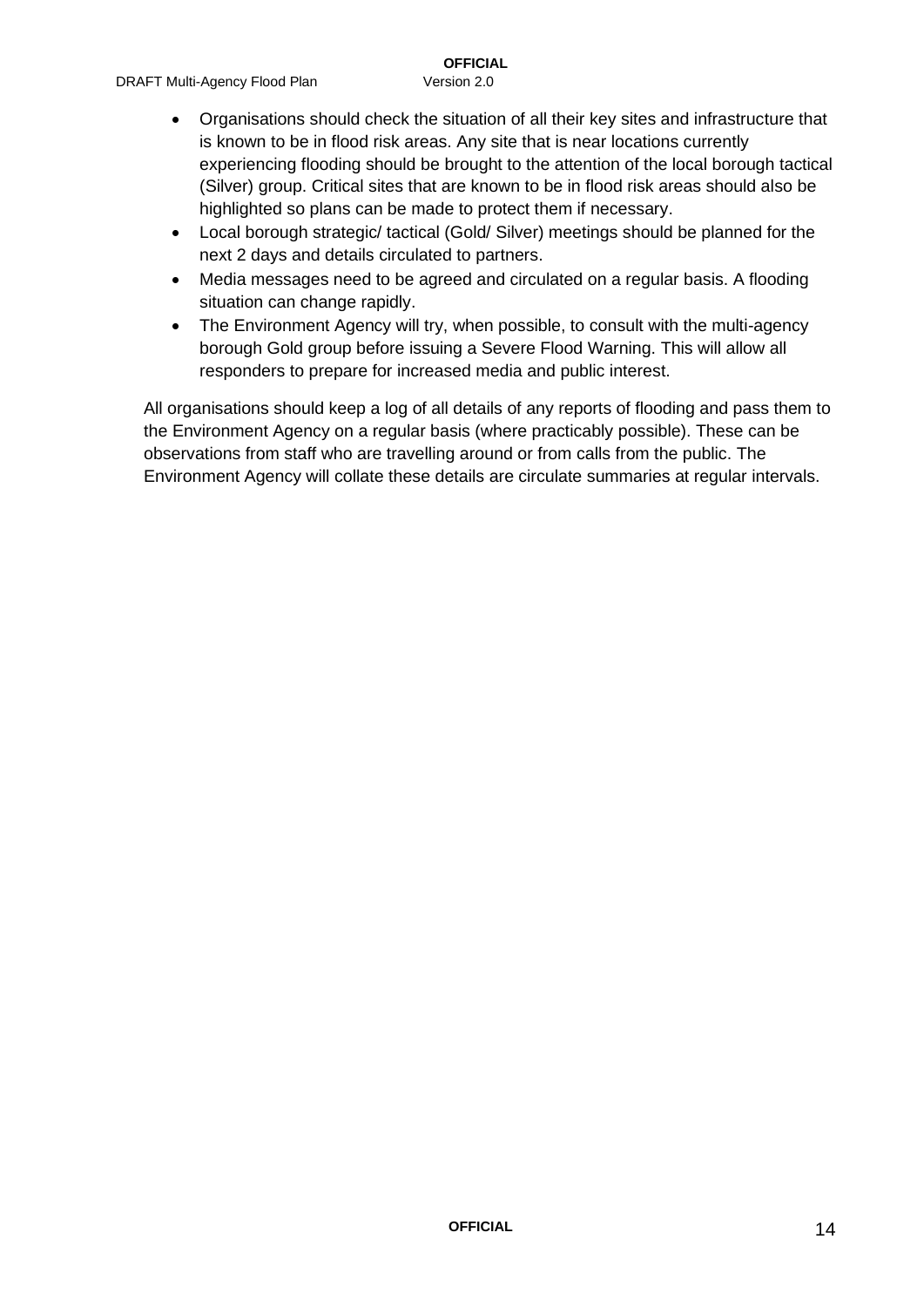- Organisations should check the situation of all their key sites and infrastructure that is known to be in flood risk areas. Any site that is near locations currently experiencing flooding should be brought to the attention of the local borough tactical (Silver) group. Critical sites that are known to be in flood risk areas should also be highlighted so plans can be made to protect them if necessary.
- Local borough strategic/ tactical (Gold/ Silver) meetings should be planned for the next 2 days and details circulated to partners.
- Media messages need to be agreed and circulated on a regular basis. A flooding situation can change rapidly.
- The Environment Agency will try, when possible, to consult with the multi-agency borough Gold group before issuing a Severe Flood Warning. This will allow all responders to prepare for increased media and public interest.

All organisations should keep a log of all details of any reports of flooding and pass them to the Environment Agency on a regular basis (where practicably possible). These can be observations from staff who are travelling around or from calls from the public. The Environment Agency will collate these details are circulate summaries at regular intervals.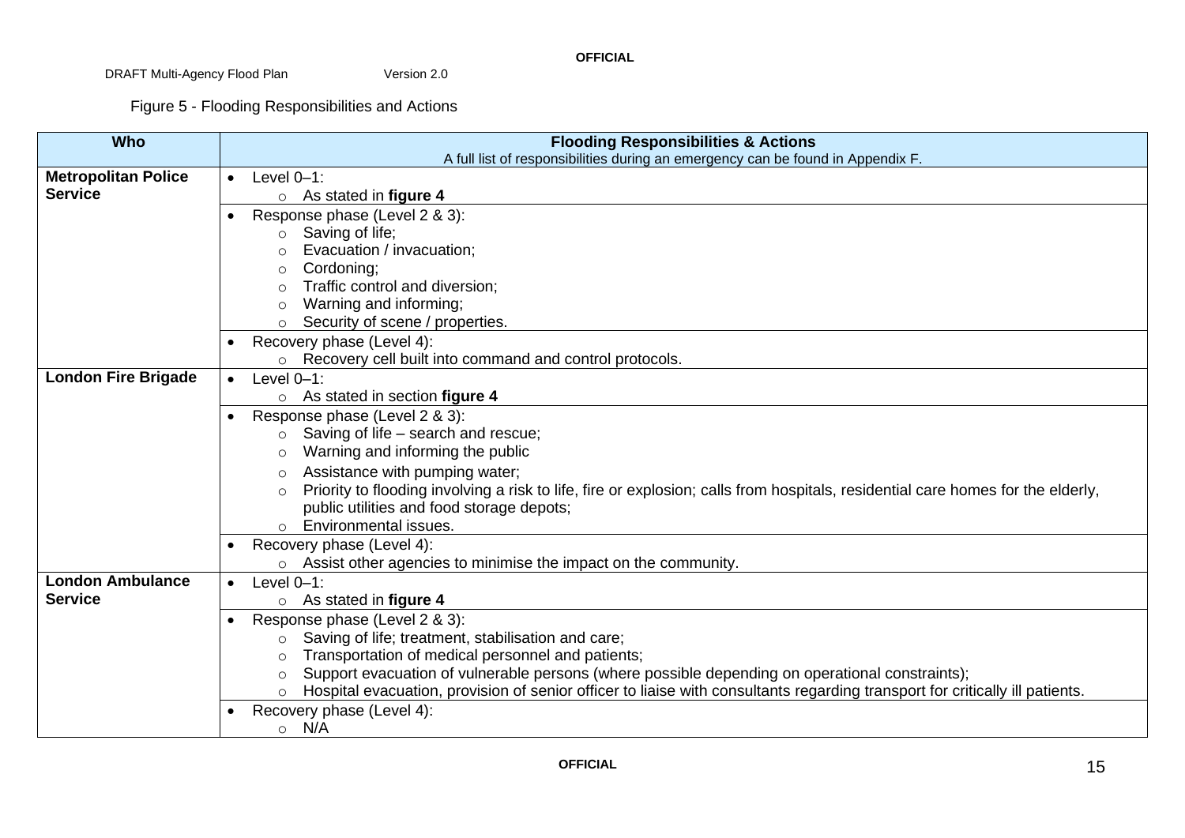Figure 5 - Flooding Responsibilities and Actions

| Who | Flooding Responsibilities & Actions<br>A full list of responsibilities during an emergency can be found in Appendix F. |
|---|---|
| **Metropolitan Police Service** | • Level 0–1:<br>  ○ As stated in **figure 4** |
| | • Response phase (Level 2 & 3):<br>  ○ Saving of life;<br>  ○ Evacuation / invacuation;<br>  ○ Cordoning;<br>  ○ Traffic control and diversion;<br>  ○ Warning and informing;<br>  ○ Security of scene / properties. |
| | • Recovery phase (Level 4):<br>  ○ Recovery cell built into command and control protocols. |
| **London Fire Brigade** | • Level 0–1:<br>  ○ As stated in section **figure 4** |
| | • Response phase (Level 2 & 3):<br>  ○ Saving of life – search and rescue;<br>  ○ Warning and informing the public<br>  ○ Assistance with pumping water;<br>  ○ Priority to flooding involving a risk to life, fire or explosion; calls from hospitals, residential care homes for the elderly, public utilities and food storage depots;<br>  ○ Environmental issues. |
| | • Recovery phase (Level 4):<br>  ○ Assist other agencies to minimise the impact on the community. |
| **London Ambulance Service** | • Level 0–1:<br>  ○ As stated in **figure 4** |
| | • Response phase (Level 2 & 3):<br>  ○ Saving of life; treatment, stabilisation and care;<br>  ○ Transportation of medical personnel and patients;<br>  ○ Support evacuation of vulnerable persons (where possible depending on operational constraints);<br>  ○ Hospital evacuation, provision of senior officer to liaise with consultants regarding transport for critically ill patients. |
| | • Recovery phase (Level 4):<br>  ○ N/A |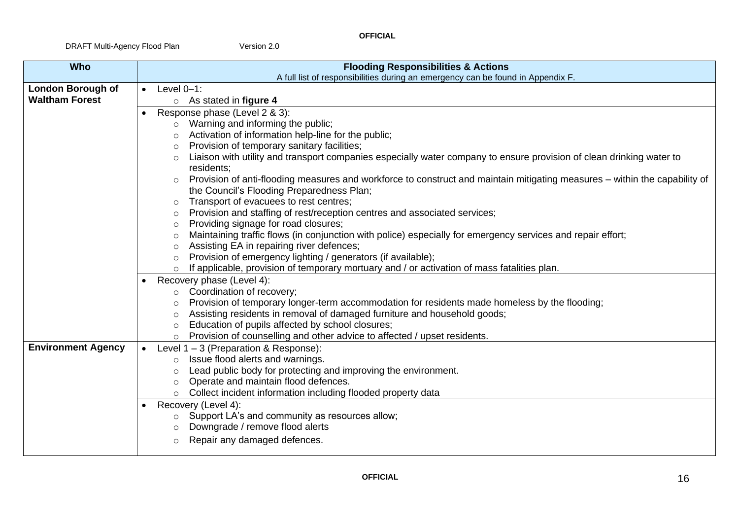| Who | Flooding Responsibilities & Actions<br>A full list of responsibilities during an emergency can be found in Appendix F. |
|---|---|
| **London Borough of Waltham Forest** | • Level 0–1:<br>  ○ As stated in **figure 4** |
| | • Response phase (Level 2 & 3):<br>  ○ Warning and informing the public;<br>  ○ Activation of information help-line for the public;<br>  ○ Provision of temporary sanitary facilities;<br>  ○ Liaison with utility and transport companies especially water company to ensure provision of clean drinking water to residents;<br>  ○ Provision of anti-flooding measures and workforce to construct and maintain mitigating measures – within the capability of the Council's Flooding Preparedness Plan;<br>  ○ Transport of evacuees to rest centres;<br>  ○ Provision and staffing of rest/reception centres and associated services;<br>  ○ Providing signage for road closures;<br>  ○ Maintaining traffic flows (in conjunction with police) especially for emergency services and repair effort;<br>  ○ Assisting EA in repairing river defences;<br>  ○ Provision of emergency lighting / generators (if available);<br>  ○ If applicable, provision of temporary mortuary and / or activation of mass fatalities plan. |
| | • Recovery phase (Level 4):<br>  ○ Coordination of recovery;<br>  ○ Provision of temporary longer-term accommodation for residents made homeless by the flooding;<br>  ○ Assisting residents in removal of damaged furniture and household goods;<br>  ○ Education of pupils affected by school closures;<br>  ○ Provision of counselling and other advice to affected / upset residents. |
| **Environment Agency** | • Level 1 – 3 (Preparation & Response):<br>  ○ Issue flood alerts and warnings.<br>  ○ Lead public body for protecting and improving the environment.<br>  ○ Operate and maintain flood defences.<br>  ○ Collect incident information including flooded property data |
| | • Recovery (Level 4):<br>  ○ Support LA's and community as resources allow;<br>  ○ Downgrade / remove flood alerts<br>  ○ Repair any damaged defences. |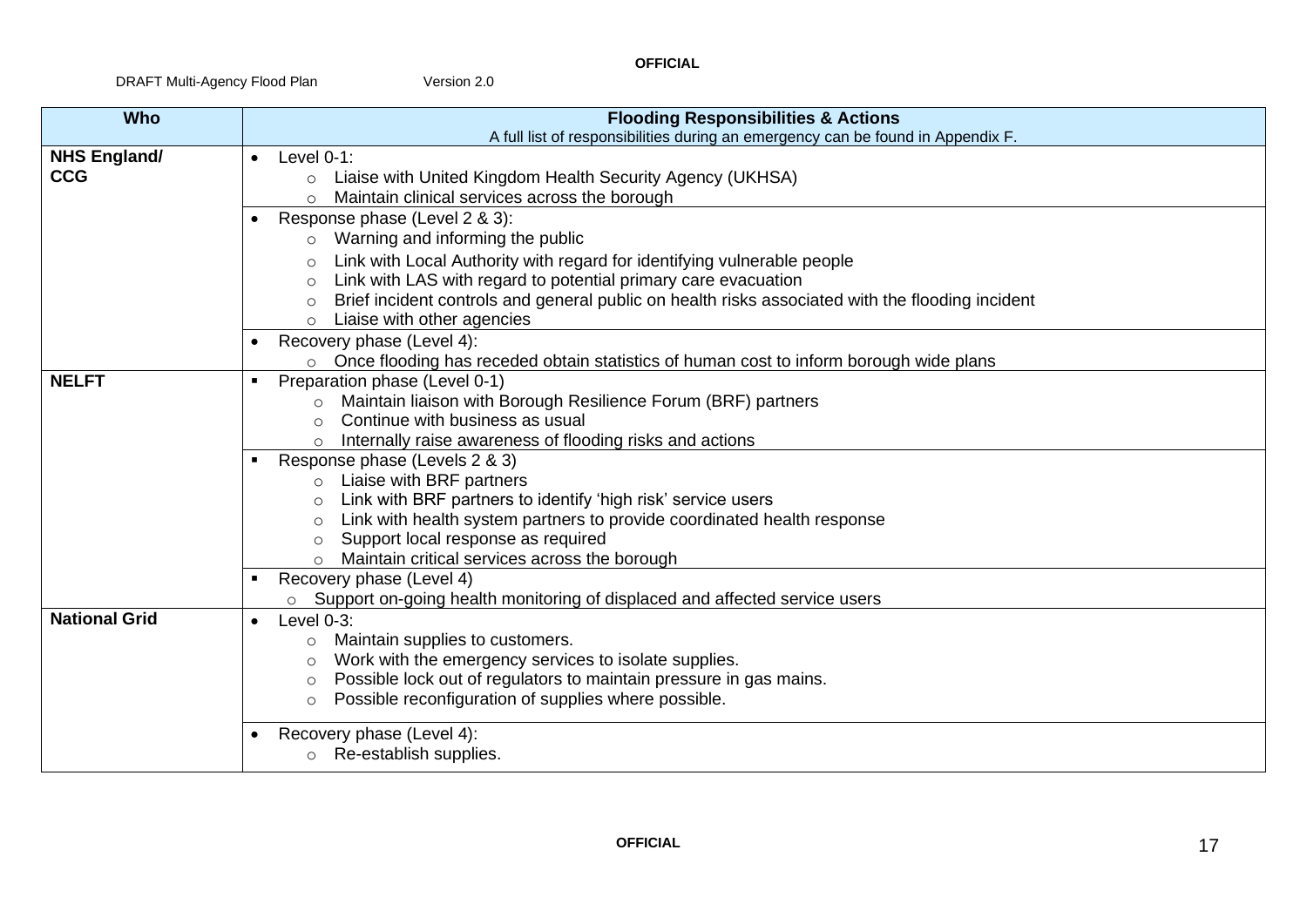| Who | Flooding Responsibilities & Actions<br>A full list of responsibilities during an emergency can be found in Appendix F. |
|---|---|
| **NHS England/ CCG** | • Level 0-1:<br>  ○ Liaise with United Kingdom Health Security Agency (UKHSA)<br>  ○ Maintain clinical services across the borough |
| | • Response phase (Level 2 & 3):<br>  ○ Warning and informing the public<br>  ○ Link with Local Authority with regard for identifying vulnerable people<br>  ○ Link with LAS with regard to potential primary care evacuation<br>  ○ Brief incident controls and general public on health risks associated with the flooding incident<br>  ○ Liaise with other agencies |
| | • Recovery phase (Level 4):<br>  ○ Once flooding has receded obtain statistics of human cost to inform borough wide plans |
| **NELFT** | ▪ Preparation phase (Level 0-1)<br>  ○ Maintain liaison with Borough Resilience Forum (BRF) partners<br>  ○ Continue with business as usual<br>  ○ Internally raise awareness of flooding risks and actions |
| | ▪ Response phase (Levels 2 & 3)<br>  ○ Liaise with BRF partners<br>  ○ Link with BRF partners to identify 'high risk' service users<br>  ○ Link with health system partners to provide coordinated health response<br>  ○ Support local response as required<br>  ○ Maintain critical services across the borough |
| | ▪ Recovery phase (Level 4)<br>  ○ Support on-going health monitoring of displaced and affected service users |
| **National Grid** | • Level 0-3:<br>  ○ Maintain supplies to customers.<br>  ○ Work with the emergency services to isolate supplies.<br>  ○ Possible lock out of regulators to maintain pressure in gas mains.<br>  ○ Possible reconfiguration of supplies where possible. |
| | • Recovery phase (Level 4):<br>  ○ Re-establish supplies. |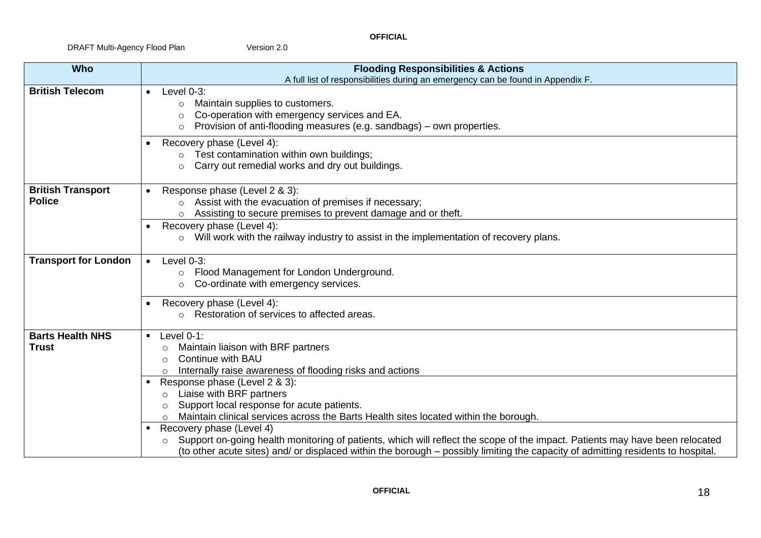| Who | Flooding Responsibilities & Actions<br>A full list of responsibilities during an emergency can be found in Appendix F. |
|---|---|
| **British Telecom** | • Level 0-3:<br>  ○ Maintain supplies to customers.<br>  ○ Co-operation with emergency services and EA.<br>  ○ Provision of anti-flooding measures (e.g. sandbags) – own properties. |
| | • Recovery phase (Level 4):<br>  ○ Test contamination within own buildings;<br>  ○ Carry out remedial works and dry out buildings. |
| **British Transport Police** | • Response phase (Level 2 & 3):<br>  ○ Assist with the evacuation of premises if necessary;<br>  ○ Assisting to secure premises to prevent damage and or theft. |
| | • Recovery phase (Level 4):<br>  ○ Will work with the railway industry to assist in the implementation of recovery plans. |
| **Transport for London** | • Level 0-3:<br>  ○ Flood Management for London Underground.<br>  ○ Co-ordinate with emergency services. |
| | • Recovery phase (Level 4):<br>  ○ Restoration of services to affected areas. |
| **Barts Health NHS Trust** | ▪ Level 0-1:<br>  ○ Maintain liaison with BRF partners<br>  ○ Continue with BAU<br>  ○ Internally raise awareness of flooding risks and actions |
| | ▪ Response phase (Level 2 & 3):<br>  ○ Liaise with BRF partners<br>  ○ Support local response for acute patients.<br>  ○ Maintain clinical services across the Barts Health sites located within the borough. |
| | ▪ Recovery phase (Level 4)<br>  ○ Support on-going health monitoring of patients, which will reflect the scope of the impact. Patients may have been relocated (to other acute sites) and/ or displaced within the borough – possibly limiting the capacity of admitting residents to hospital. |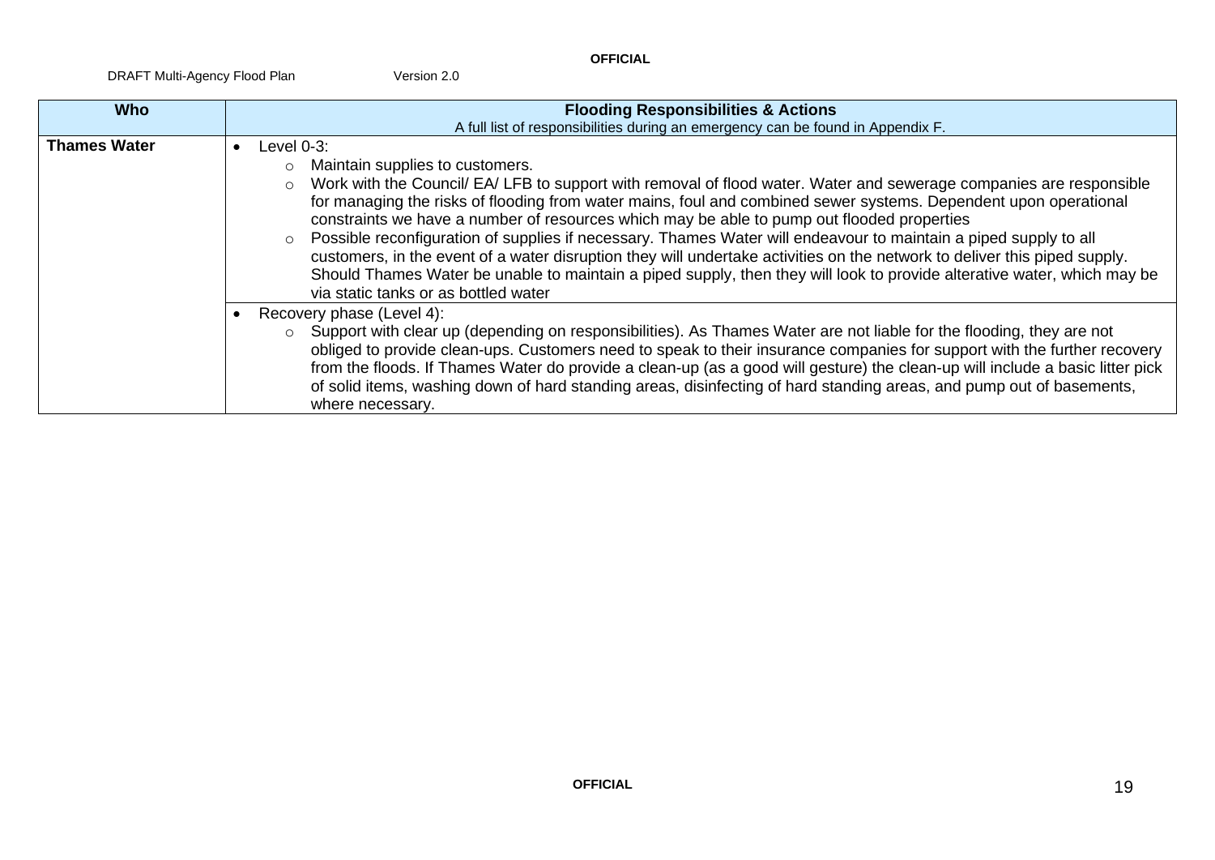| Who | Flooding Responsibilities & Actions<br>A full list of responsibilities during an emergency can be found in Appendix F. |
| --- | --- |
| **Thames Water** | • Level 0-3:<br>○ Maintain supplies to customers.<br>○ Work with the Council/ EA/ LFB to support with removal of flood water. Water and sewerage companies are responsible for managing the risks of flooding from water mains, foul and combined sewer systems. Dependent upon operational constraints we have a number of resources which may be able to pump out flooded properties<br>○ Possible reconfiguration of supplies if necessary. Thames Water will endeavour to maintain a piped supply to all customers, in the event of a water disruption they will undertake activities on the network to deliver this piped supply. Should Thames Water be unable to maintain a piped supply, then they will look to provide alterative water, which may be via static tanks or as bottled water |
| | • Recovery phase (Level 4):<br>○ Support with clear up (depending on responsibilities). As Thames Water are not liable for the flooding, they are not obliged to provide clean-ups. Customers need to speak to their insurance companies for support with the further recovery from the floods. If Thames Water do provide a clean-up (as a good will gesture) the clean-up will include a basic litter pick of solid items, washing down of hard standing areas, disinfecting of hard standing areas, and pump out of basements, where necessary. |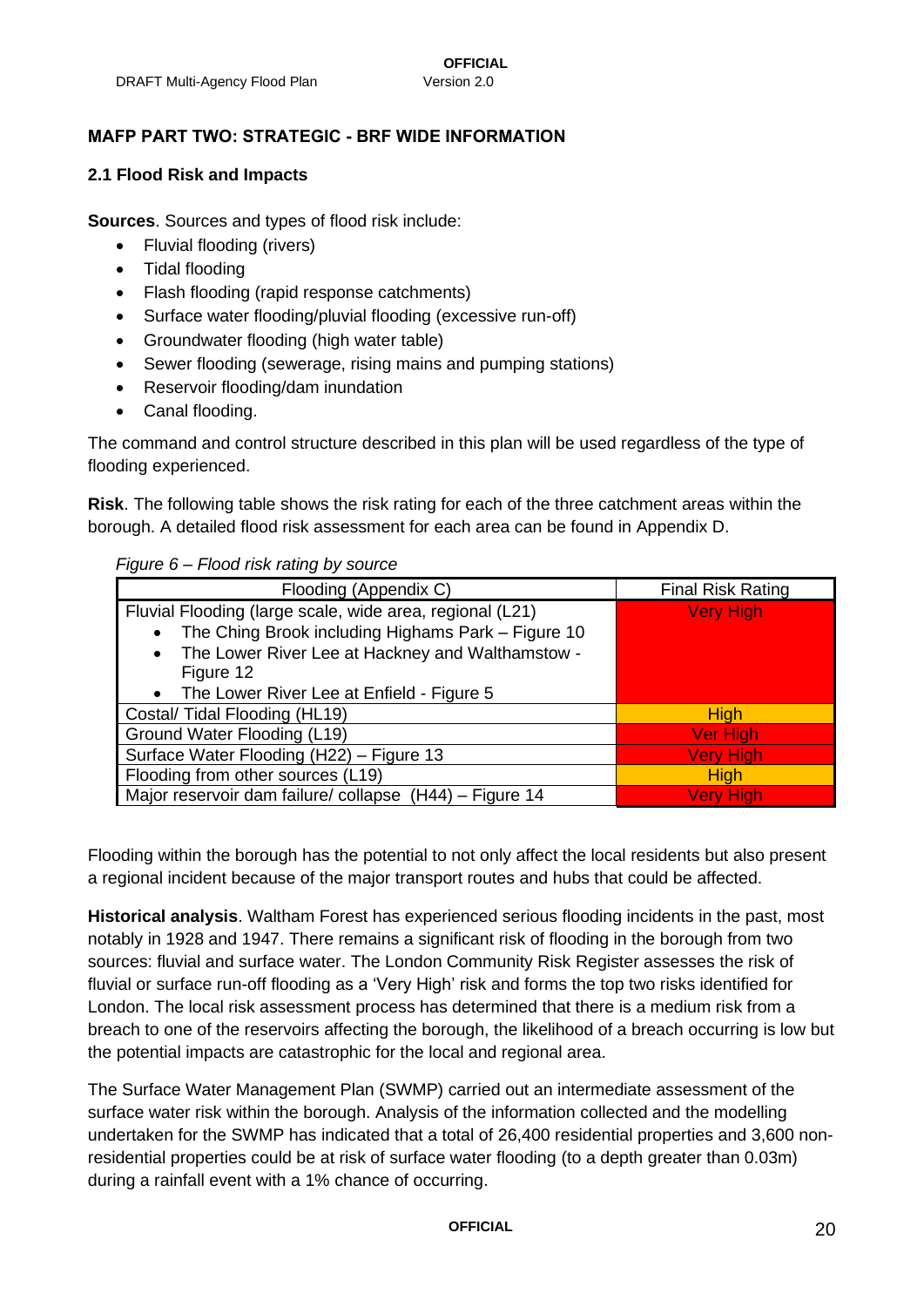## MAFP PART TWO: STRATEGIC - BRF WIDE INFORMATION

### 2.1 Flood Risk and Impacts

**Sources**. Sources and types of flood risk include:

- Fluvial flooding (rivers)
- Tidal flooding
- Flash flooding (rapid response catchments)
- Surface water flooding/pluvial flooding (excessive run-off)
- Groundwater flooding (high water table)
- Sewer flooding (sewerage, rising mains and pumping stations)
- Reservoir flooding/dam inundation
- Canal flooding.

The command and control structure described in this plan will be used regardless of the type of flooding experienced.

**Risk**. The following table shows the risk rating for each of the three catchment areas within the borough. A detailed flood risk assessment for each area can be found in Appendix D.

*Figure 6 – Flood risk rating by source*

| Flooding (Appendix C) | Final Risk Rating |
|---|---|
| Fluvial Flooding (large scale, wide area, regional (L21)<br>• The Ching Brook including Highams Park – Figure 10<br>• The Lower River Lee at Hackney and Walthamstow - Figure 12<br>• The Lower River Lee at Enfield - Figure 5 | Very High |
| Costal/ Tidal Flooding (HL19) | High |
| Ground Water Flooding (L19) | Ver High |
| Surface Water Flooding (H22) – Figure 13 | Very High |
| Flooding from other sources (L19) | High |
| Major reservoir dam failure/ collapse (H44) – Figure 14 | Very High |

Flooding within the borough has the potential to not only affect the local residents but also present a regional incident because of the major transport routes and hubs that could be affected.

**Historical analysis**. Waltham Forest has experienced serious flooding incidents in the past, most notably in 1928 and 1947. There remains a significant risk of flooding in the borough from two sources: fluvial and surface water. The London Community Risk Register assesses the risk of fluvial or surface run-off flooding as a 'Very High' risk and forms the top two risks identified for London. The local risk assessment process has determined that there is a medium risk from a breach to one of the reservoirs affecting the borough, the likelihood of a breach occurring is low but the potential impacts are catastrophic for the local and regional area.

The Surface Water Management Plan (SWMP) carried out an intermediate assessment of the surface water risk within the borough. Analysis of the information collected and the modelling undertaken for the SWMP has indicated that a total of 26,400 residential properties and 3,600 non-residential properties could be at risk of surface water flooding (to a depth greater than 0.03m) during a rainfall event with a 1% chance of occurring.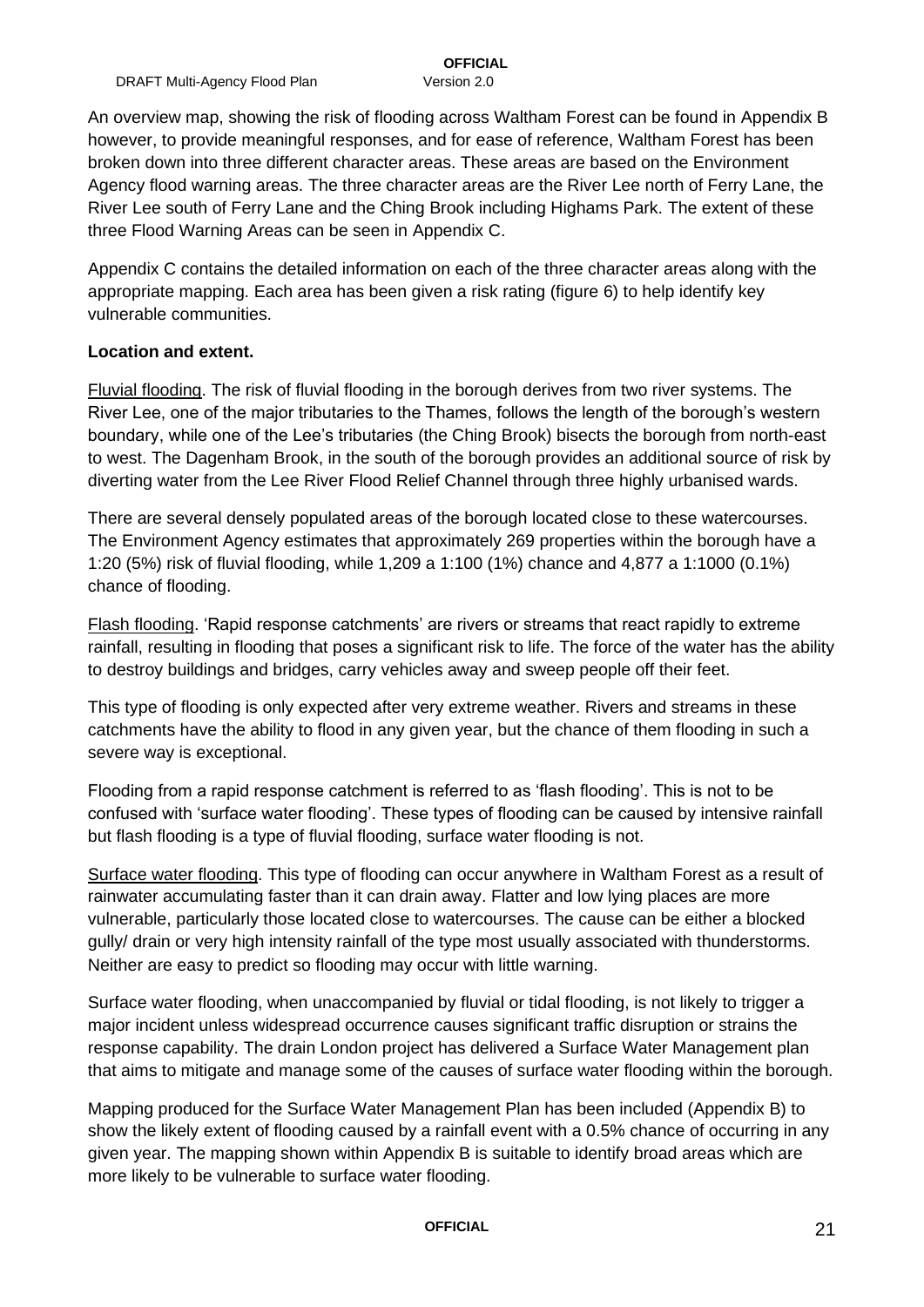An overview map, showing the risk of flooding across Waltham Forest can be found in Appendix B however, to provide meaningful responses, and for ease of reference, Waltham Forest has been broken down into three different character areas. These areas are based on the Environment Agency flood warning areas. The three character areas are the River Lee north of Ferry Lane, the River Lee south of Ferry Lane and the Ching Brook including Highams Park. The extent of these three Flood Warning Areas can be seen in Appendix C.

Appendix C contains the detailed information on each of the three character areas along with the appropriate mapping. Each area has been given a risk rating (figure 6) to help identify key vulnerable communities.

**Location and extent.**

Fluvial flooding. The risk of fluvial flooding in the borough derives from two river systems. The River Lee, one of the major tributaries to the Thames, follows the length of the borough's western boundary, while one of the Lee's tributaries (the Ching Brook) bisects the borough from north-east to west. The Dagenham Brook, in the south of the borough provides an additional source of risk by diverting water from the Lee River Flood Relief Channel through three highly urbanised wards.

There are several densely populated areas of the borough located close to these watercourses. The Environment Agency estimates that approximately 269 properties within the borough have a 1:20 (5%) risk of fluvial flooding, while 1,209 a 1:100 (1%) chance and 4,877 a 1:1000 (0.1%) chance of flooding.

Flash flooding. 'Rapid response catchments' are rivers or streams that react rapidly to extreme rainfall, resulting in flooding that poses a significant risk to life. The force of the water has the ability to destroy buildings and bridges, carry vehicles away and sweep people off their feet.

This type of flooding is only expected after very extreme weather. Rivers and streams in these catchments have the ability to flood in any given year, but the chance of them flooding in such a severe way is exceptional.

Flooding from a rapid response catchment is referred to as 'flash flooding'. This is not to be confused with 'surface water flooding'. These types of flooding can be caused by intensive rainfall but flash flooding is a type of fluvial flooding, surface water flooding is not.

Surface water flooding. This type of flooding can occur anywhere in Waltham Forest as a result of rainwater accumulating faster than it can drain away. Flatter and low lying places are more vulnerable, particularly those located close to watercourses. The cause can be either a blocked gully/ drain or very high intensity rainfall of the type most usually associated with thunderstorms. Neither are easy to predict so flooding may occur with little warning.

Surface water flooding, when unaccompanied by fluvial or tidal flooding, is not likely to trigger a major incident unless widespread occurrence causes significant traffic disruption or strains the response capability. The drain London project has delivered a Surface Water Management plan that aims to mitigate and manage some of the causes of surface water flooding within the borough.

Mapping produced for the Surface Water Management Plan has been included (Appendix B) to show the likely extent of flooding caused by a rainfall event with a 0.5% chance of occurring in any given year. The mapping shown within Appendix B is suitable to identify broad areas which are more likely to be vulnerable to surface water flooding.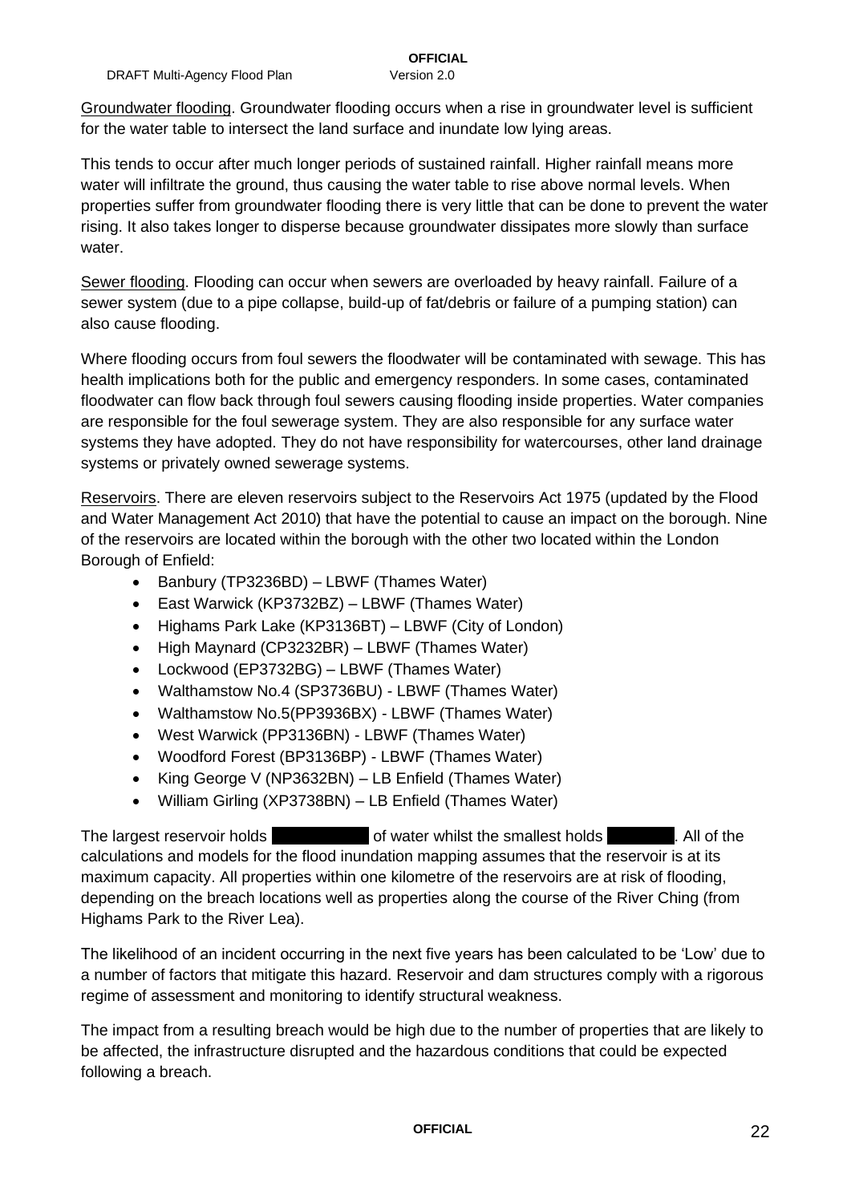Groundwater flooding. Groundwater flooding occurs when a rise in groundwater level is sufficient for the water table to intersect the land surface and inundate low lying areas.

This tends to occur after much longer periods of sustained rainfall. Higher rainfall means more water will infiltrate the ground, thus causing the water table to rise above normal levels. When properties suffer from groundwater flooding there is very little that can be done to prevent the water rising. It also takes longer to disperse because groundwater dissipates more slowly than surface water.

Sewer flooding. Flooding can occur when sewers are overloaded by heavy rainfall. Failure of a sewer system (due to a pipe collapse, build-up of fat/debris or failure of a pumping station) can also cause flooding.

Where flooding occurs from foul sewers the floodwater will be contaminated with sewage. This has health implications both for the public and emergency responders. In some cases, contaminated floodwater can flow back through foul sewers causing flooding inside properties. Water companies are responsible for the foul sewerage system. They are also responsible for any surface water systems they have adopted. They do not have responsibility for watercourses, other land drainage systems or privately owned sewerage systems.

Reservoirs. There are eleven reservoirs subject to the Reservoirs Act 1975 (updated by the Flood and Water Management Act 2010) that have the potential to cause an impact on the borough. Nine of the reservoirs are located within the borough with the other two located within the London Borough of Enfield:

- Banbury (TP3236BD) – LBWF (Thames Water)
- East Warwick (KP3732BZ) – LBWF (Thames Water)
- Highams Park Lake (KP3136BT) – LBWF (City of London)
- High Maynard (CP3232BR) – LBWF (Thames Water)
- Lockwood (EP3732BG) – LBWF (Thames Water)
- Walthamstow No.4 (SP3736BU) - LBWF (Thames Water)
- Walthamstow No.5(PP3936BX) - LBWF (Thames Water)
- West Warwick (PP3136BN) - LBWF (Thames Water)
- Woodford Forest (BP3136BP) - LBWF (Thames Water)
- King George V (NP3632BN) – LB Enfield (Thames Water)
- William Girling (XP3738BN) – LB Enfield (Thames Water)

The largest reservoir holds [REDACTED] of water whilst the smallest holds [REDACTED]. All of the calculations and models for the flood inundation mapping assumes that the reservoir is at its maximum capacity. All properties within one kilometre of the reservoirs are at risk of flooding, depending on the breach locations well as properties along the course of the River Ching (from Highams Park to the River Lea).

The likelihood of an incident occurring in the next five years has been calculated to be 'Low' due to a number of factors that mitigate this hazard. Reservoir and dam structures comply with a rigorous regime of assessment and monitoring to identify structural weakness.

The impact from a resulting breach would be high due to the number of properties that are likely to be affected, the infrastructure disrupted and the hazardous conditions that could be expected following a breach.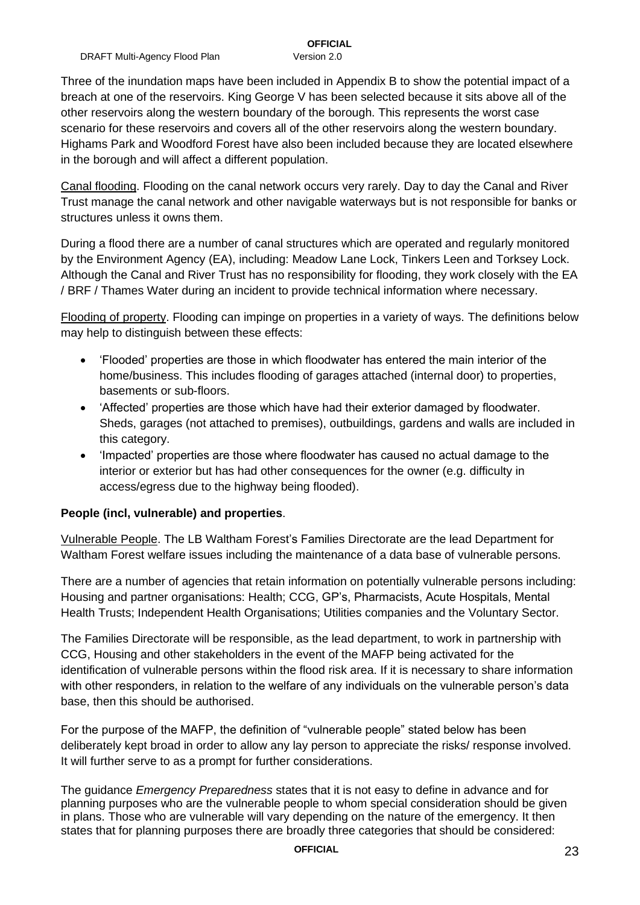Three of the inundation maps have been included in Appendix B to show the potential impact of a breach at one of the reservoirs. King George V has been selected because it sits above all of the other reservoirs along the western boundary of the borough. This represents the worst case scenario for these reservoirs and covers all of the other reservoirs along the western boundary. Highams Park and Woodford Forest have also been included because they are located elsewhere in the borough and will affect a different population.

Canal flooding. Flooding on the canal network occurs very rarely. Day to day the Canal and River Trust manage the canal network and other navigable waterways but is not responsible for banks or structures unless it owns them.

During a flood there are a number of canal structures which are operated and regularly monitored by the Environment Agency (EA), including: Meadow Lane Lock, Tinkers Leen and Torksey Lock. Although the Canal and River Trust has no responsibility for flooding, they work closely with the EA / BRF / Thames Water during an incident to provide technical information where necessary.

Flooding of property. Flooding can impinge on properties in a variety of ways. The definitions below may help to distinguish between these effects:

- 'Flooded' properties are those in which floodwater has entered the main interior of the home/business. This includes flooding of garages attached (internal door) to properties, basements or sub-floors.
- 'Affected' properties are those which have had their exterior damaged by floodwater. Sheds, garages (not attached to premises), outbuildings, gardens and walls are included in this category.
- 'Impacted' properties are those where floodwater has caused no actual damage to the interior or exterior but has had other consequences for the owner (e.g. difficulty in access/egress due to the highway being flooded).

**People (incl, vulnerable) and properties**.

Vulnerable People. The LB Waltham Forest's Families Directorate are the lead Department for Waltham Forest welfare issues including the maintenance of a data base of vulnerable persons.

There are a number of agencies that retain information on potentially vulnerable persons including: Housing and partner organisations: Health; CCG, GP's, Pharmacists, Acute Hospitals, Mental Health Trusts; Independent Health Organisations; Utilities companies and the Voluntary Sector.

The Families Directorate will be responsible, as the lead department, to work in partnership with CCG, Housing and other stakeholders in the event of the MAFP being activated for the identification of vulnerable persons within the flood risk area. If it is necessary to share information with other responders, in relation to the welfare of any individuals on the vulnerable person's data base, then this should be authorised.

For the purpose of the MAFP, the definition of "vulnerable people" stated below has been deliberately kept broad in order to allow any lay person to appreciate the risks/ response involved. It will further serve to as a prompt for further considerations.

The guidance *Emergency Preparedness* states that it is not easy to define in advance and for planning purposes who are the vulnerable people to whom special consideration should be given in plans. Those who are vulnerable will vary depending on the nature of the emergency. It then states that for planning purposes there are broadly three categories that should be considered: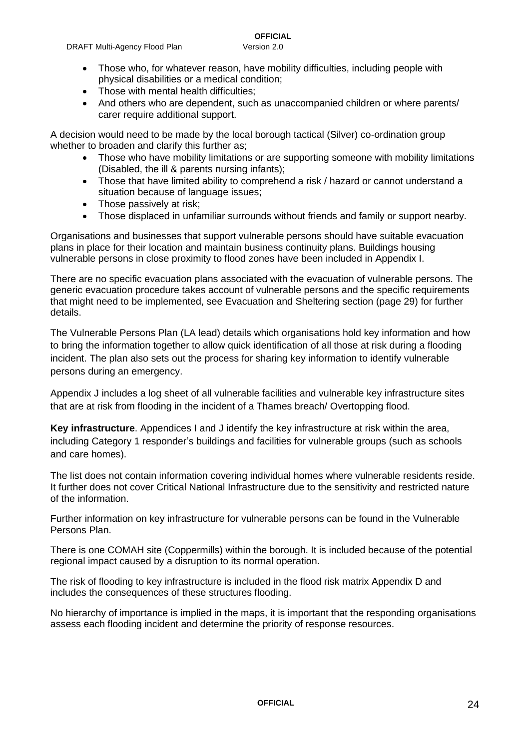- Those who, for whatever reason, have mobility difficulties, including people with physical disabilities or a medical condition;
- Those with mental health difficulties;
- And others who are dependent, such as unaccompanied children or where parents/ carer require additional support.

A decision would need to be made by the local borough tactical (Silver) co-ordination group whether to broaden and clarify this further as;

- Those who have mobility limitations or are supporting someone with mobility limitations (Disabled, the ill & parents nursing infants);
- Those that have limited ability to comprehend a risk / hazard or cannot understand a situation because of language issues;
- Those passively at risk;
- Those displaced in unfamiliar surrounds without friends and family or support nearby.

Organisations and businesses that support vulnerable persons should have suitable evacuation plans in place for their location and maintain business continuity plans. Buildings housing vulnerable persons in close proximity to flood zones have been included in Appendix I.

There are no specific evacuation plans associated with the evacuation of vulnerable persons. The generic evacuation procedure takes account of vulnerable persons and the specific requirements that might need to be implemented, see Evacuation and Sheltering section (page 29) for further details.

The Vulnerable Persons Plan (LA lead) details which organisations hold key information and how to bring the information together to allow quick identification of all those at risk during a flooding incident. The plan also sets out the process for sharing key information to identify vulnerable persons during an emergency.

Appendix J includes a log sheet of all vulnerable facilities and vulnerable key infrastructure sites that are at risk from flooding in the incident of a Thames breach/ Overtopping flood.

**Key infrastructure**. Appendices I and J identify the key infrastructure at risk within the area, including Category 1 responder's buildings and facilities for vulnerable groups (such as schools and care homes).

The list does not contain information covering individual homes where vulnerable residents reside. It further does not cover Critical National Infrastructure due to the sensitivity and restricted nature of the information.

Further information on key infrastructure for vulnerable persons can be found in the Vulnerable Persons Plan.

There is one COMAH site (Coppermills) within the borough. It is included because of the potential regional impact caused by a disruption to its normal operation.

The risk of flooding to key infrastructure is included in the flood risk matrix Appendix D and includes the consequences of these structures flooding.

No hierarchy of importance is implied in the maps, it is important that the responding organisations assess each flooding incident and determine the priority of response resources.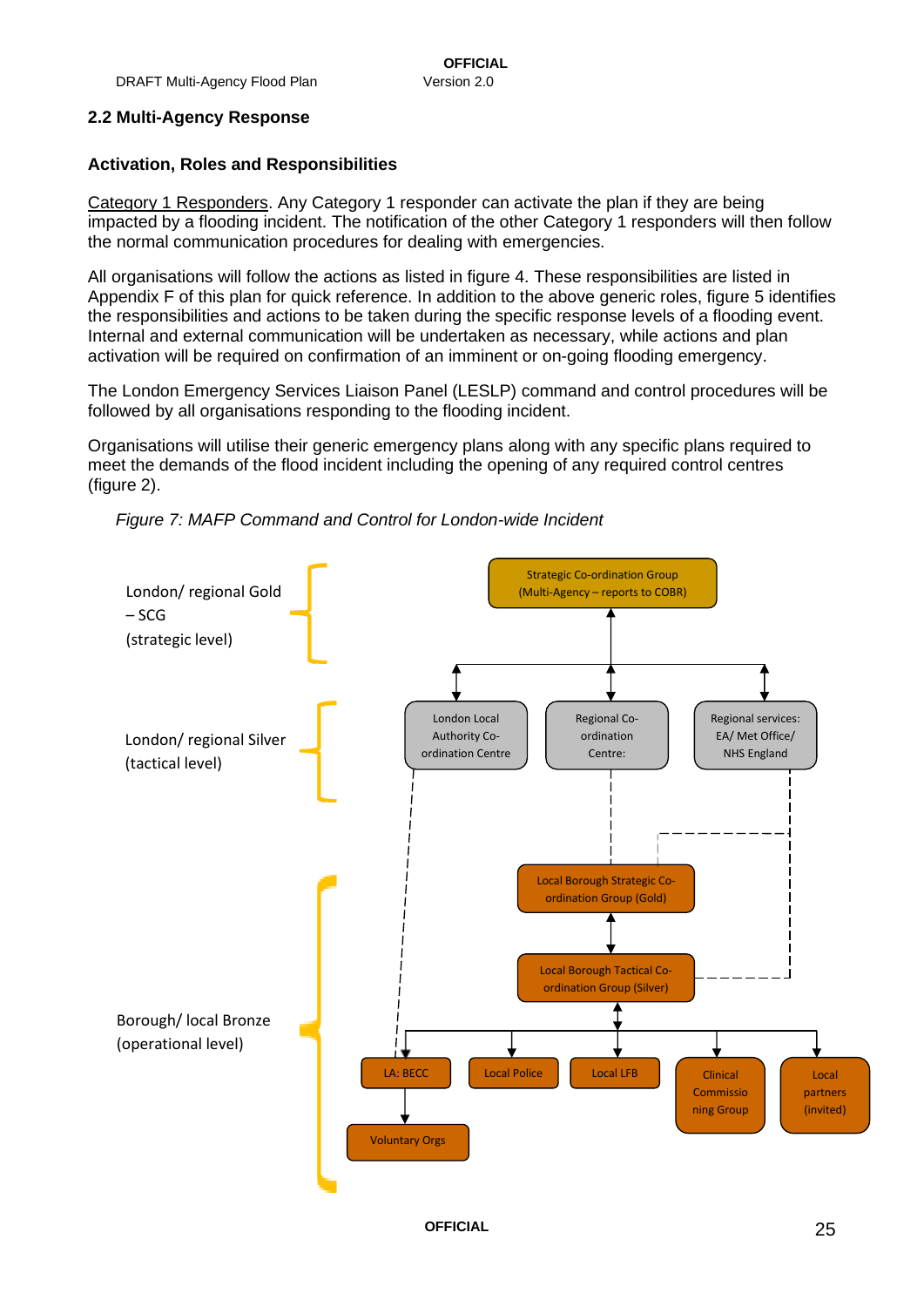## 2.2 Multi-Agency Response

### Activation, Roles and Responsibilities

Category 1 Responders. Any Category 1 responder can activate the plan if they are being impacted by a flooding incident. The notification of the other Category 1 responders will then follow the normal communication procedures for dealing with emergencies.

All organisations will follow the actions as listed in figure 4. These responsibilities are listed in Appendix F of this plan for quick reference. In addition to the above generic roles, figure 5 identifies the responsibilities and actions to be taken during the specific response levels of a flooding event. Internal and external communication will be undertaken as necessary, while actions and plan activation will be required on confirmation of an imminent or on-going flooding emergency.

The London Emergency Services Liaison Panel (LESLP) command and control procedures will be followed by all organisations responding to the flooding incident.

Organisations will utilise their generic emergency plans along with any specific plans required to meet the demands of the flood incident including the opening of any required control centres (figure 2).

*Figure 7: MAFP Command and Control for London-wide Incident*

London/ regional Gold – SCG (strategic level)

- Strategic Co-ordination Group (Multi-Agency – reports to COBR)

London/ regional Silver (tactical level)

- London Local Authority Co-ordination Centre
- Regional Co-ordination Centre:
- Regional services: EA/ Met Office/ NHS England

Borough/ local Bronze (operational level)

- Local Borough Strategic Co-ordination Group (Gold)
- Local Borough Tactical Co-ordination Group (Silver)
- LA: BECC
- Voluntary Orgs
- Local Police
- Local LFB
- Clinical Commissioning Group
- Local partners (invited)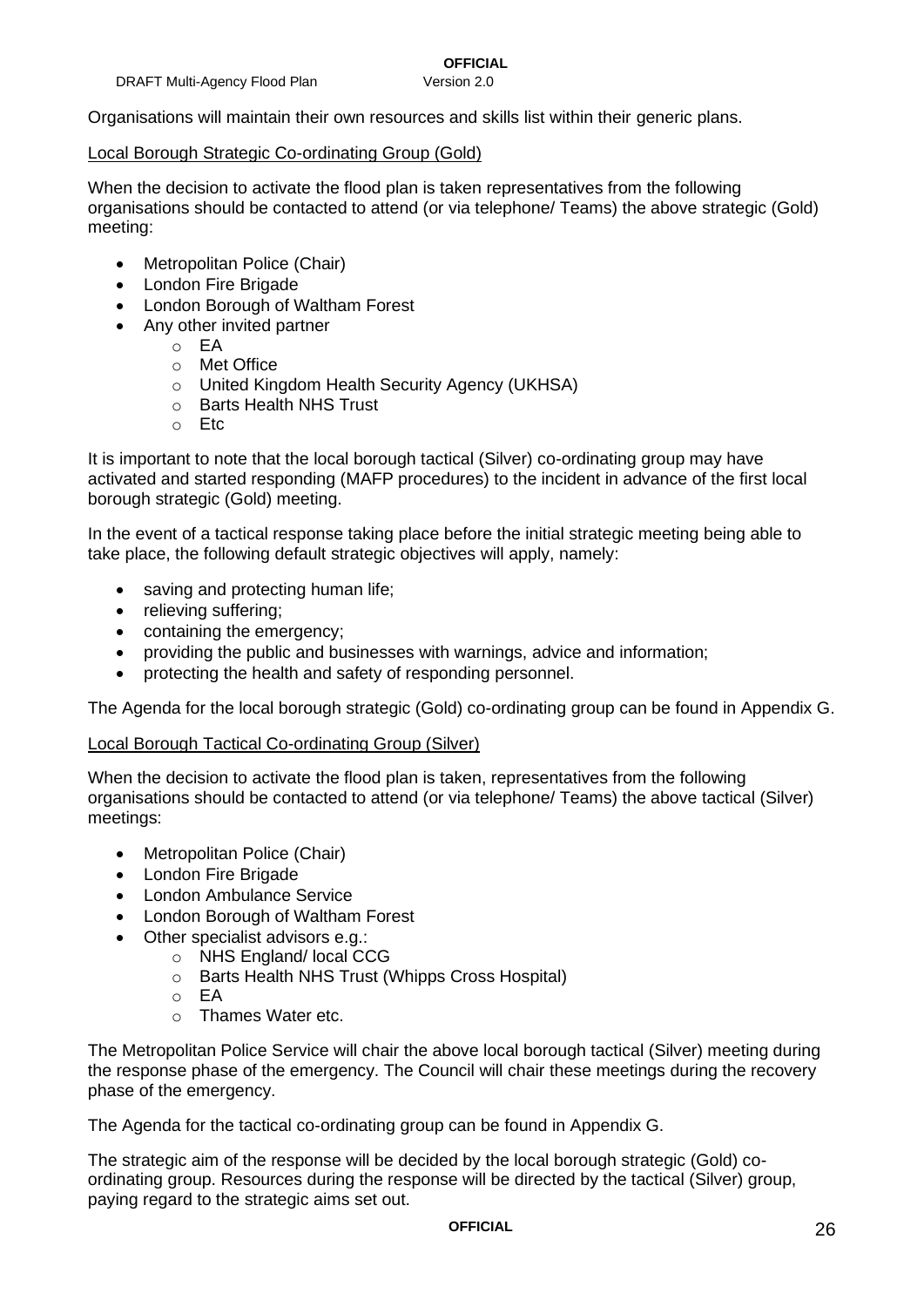Organisations will maintain their own resources and skills list within their generic plans.

<u>Local Borough Strategic Co-ordinating Group (Gold)</u>

When the decision to activate the flood plan is taken representatives from the following organisations should be contacted to attend (or via telephone/ Teams) the above strategic (Gold) meeting:

- Metropolitan Police (Chair)
- London Fire Brigade
- London Borough of Waltham Forest
- Any other invited partner
    - EA
    - Met Office
    - United Kingdom Health Security Agency (UKHSA)
    - Barts Health NHS Trust
    - Etc

It is important to note that the local borough tactical (Silver) co-ordinating group may have activated and started responding (MAFP procedures) to the incident in advance of the first local borough strategic (Gold) meeting.

In the event of a tactical response taking place before the initial strategic meeting being able to take place, the following default strategic objectives will apply, namely:

- saving and protecting human life;
- relieving suffering;
- containing the emergency;
- providing the public and businesses with warnings, advice and information;
- protecting the health and safety of responding personnel.

The Agenda for the local borough strategic (Gold) co-ordinating group can be found in Appendix G.

<u>Local Borough Tactical Co-ordinating Group (Silver)</u>

When the decision to activate the flood plan is taken, representatives from the following organisations should be contacted to attend (or via telephone/ Teams) the above tactical (Silver) meetings:

- Metropolitan Police (Chair)
- London Fire Brigade
- London Ambulance Service
- London Borough of Waltham Forest
- Other specialist advisors e.g.:
    - NHS England/ local CCG
    - Barts Health NHS Trust (Whipps Cross Hospital)
    - EA
    - Thames Water etc.

The Metropolitan Police Service will chair the above local borough tactical (Silver) meeting during the response phase of the emergency. The Council will chair these meetings during the recovery phase of the emergency.

The Agenda for the tactical co-ordinating group can be found in Appendix G.

The strategic aim of the response will be decided by the local borough strategic (Gold) co-ordinating group. Resources during the response will be directed by the tactical (Silver) group, paying regard to the strategic aims set out.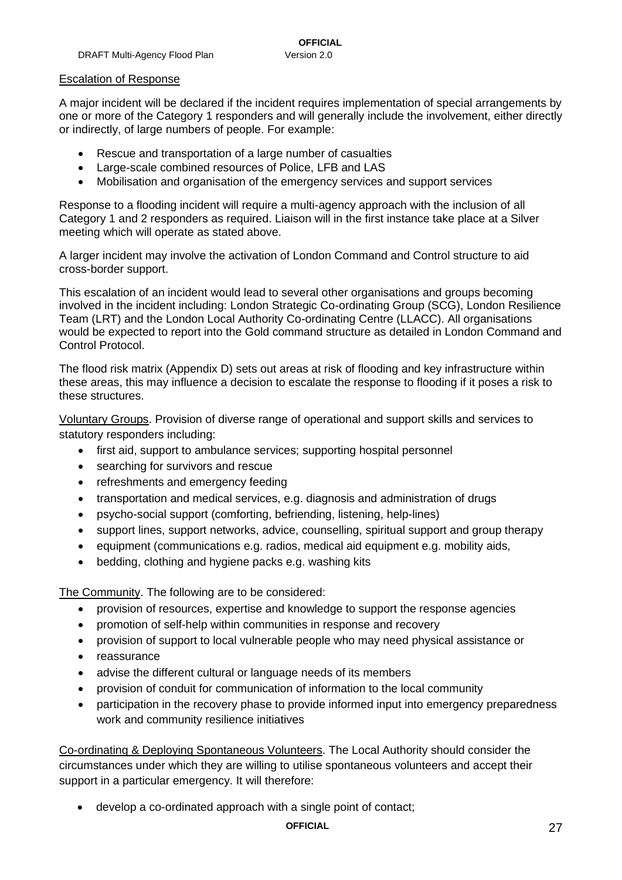Escalation of Response

A major incident will be declared if the incident requires implementation of special arrangements by one or more of the Category 1 responders and will generally include the involvement, either directly or indirectly, of large numbers of people. For example:

- Rescue and transportation of a large number of casualties
- Large-scale combined resources of Police, LFB and LAS
- Mobilisation and organisation of the emergency services and support services

Response to a flooding incident will require a multi-agency approach with the inclusion of all Category 1 and 2 responders as required. Liaison will in the first instance take place at a Silver meeting which will operate as stated above.

A larger incident may involve the activation of London Command and Control structure to aid cross-border support.

This escalation of an incident would lead to several other organisations and groups becoming involved in the incident including: London Strategic Co-ordinating Group (SCG), London Resilience Team (LRT) and the London Local Authority Co-ordinating Centre (LLACC). All organisations would be expected to report into the Gold command structure as detailed in London Command and Control Protocol.

The flood risk matrix (Appendix D) sets out areas at risk of flooding and key infrastructure within these areas, this may influence a decision to escalate the response to flooding if it poses a risk to these structures.

Voluntary Groups. Provision of diverse range of operational and support skills and services to statutory responders including:

- first aid, support to ambulance services; supporting hospital personnel
- searching for survivors and rescue
- refreshments and emergency feeding
- transportation and medical services, e.g. diagnosis and administration of drugs
- psycho-social support (comforting, befriending, listening, help-lines)
- support lines, support networks, advice, counselling, spiritual support and group therapy
- equipment (communications e.g. radios, medical aid equipment e.g. mobility aids,
- bedding, clothing and hygiene packs e.g. washing kits

The Community. The following are to be considered:

- provision of resources, expertise and knowledge to support the response agencies
- promotion of self-help within communities in response and recovery
- provision of support to local vulnerable people who may need physical assistance or
- reassurance
- advise the different cultural or language needs of its members
- provision of conduit for communication of information to the local community
- participation in the recovery phase to provide informed input into emergency preparedness work and community resilience initiatives

Co-ordinating & Deploying Spontaneous Volunteers. The Local Authority should consider the circumstances under which they are willing to utilise spontaneous volunteers and accept their support in a particular emergency. It will therefore:

- develop a co-ordinated approach with a single point of contact;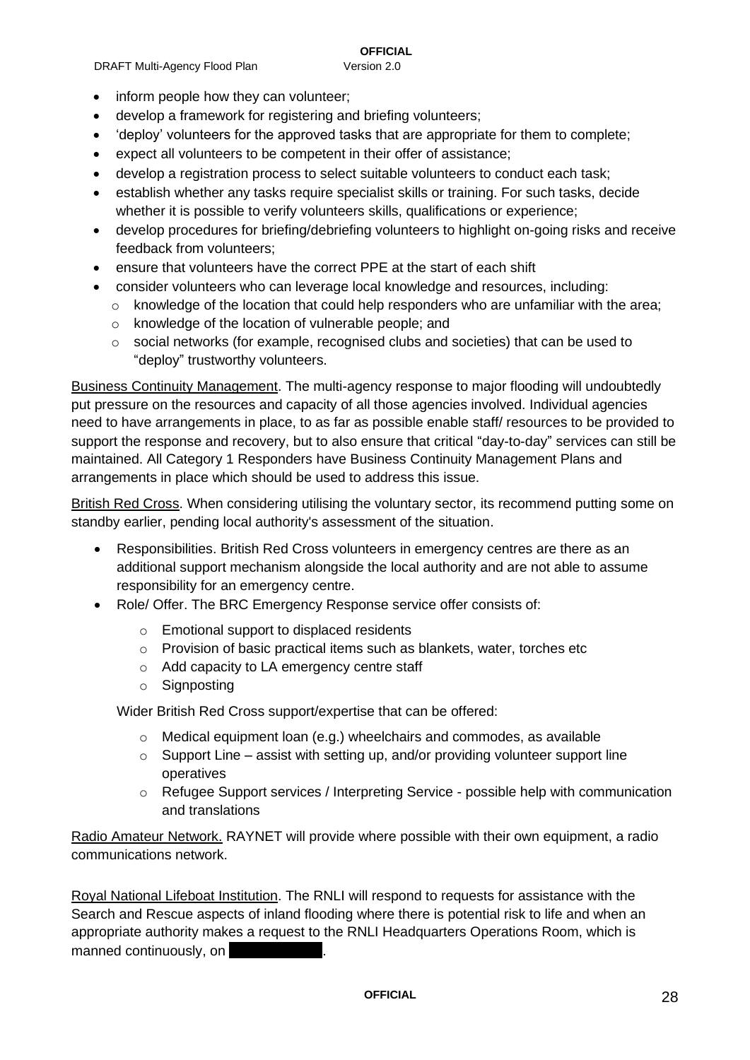- inform people how they can volunteer;
- develop a framework for registering and briefing volunteers;
- 'deploy' volunteers for the approved tasks that are appropriate for them to complete;
- expect all volunteers to be competent in their offer of assistance;
- develop a registration process to select suitable volunteers to conduct each task;
- establish whether any tasks require specialist skills or training. For such tasks, decide whether it is possible to verify volunteers skills, qualifications or experience;
- develop procedures for briefing/debriefing volunteers to highlight on-going risks and receive feedback from volunteers;
- ensure that volunteers have the correct PPE at the start of each shift
- consider volunteers who can leverage local knowledge and resources, including:
  - knowledge of the location that could help responders who are unfamiliar with the area;
  - knowledge of the location of vulnerable people; and
  - social networks (for example, recognised clubs and societies) that can be used to "deploy" trustworthy volunteers.

<u>Business Continuity Management</u>. The multi-agency response to major flooding will undoubtedly put pressure on the resources and capacity of all those agencies involved. Individual agencies need to have arrangements in place, to as far as possible enable staff/ resources to be provided to support the response and recovery, but to also ensure that critical "day-to-day" services can still be maintained. All Category 1 Responders have Business Continuity Management Plans and arrangements in place which should be used to address this issue.

<u>British Red Cross</u>. When considering utilising the voluntary sector, its recommend putting some on standby earlier, pending local authority's assessment of the situation.

- Responsibilities. British Red Cross volunteers in emergency centres are there as an additional support mechanism alongside the local authority and are not able to assume responsibility for an emergency centre.
- Role/ Offer. The BRC Emergency Response service offer consists of:
  - Emotional support to displaced residents
  - Provision of basic practical items such as blankets, water, torches etc
  - Add capacity to LA emergency centre staff
  - Signposting

  Wider British Red Cross support/expertise that can be offered:

  - Medical equipment loan (e.g.) wheelchairs and commodes, as available
  - Support Line – assist with setting up, and/or providing volunteer support line operatives
  - Refugee Support services / Interpreting Service - possible help with communication and translations

<u>Radio Amateur Network.</u> RAYNET will provide where possible with their own equipment, a radio communications network.

<u>Royal National Lifeboat Institution</u>. The RNLI will respond to requests for assistance with the Search and Rescue aspects of inland flooding where there is potential risk to life and when an appropriate authority makes a request to the RNLI Headquarters Operations Room, which is manned continuously, on [REDACTED].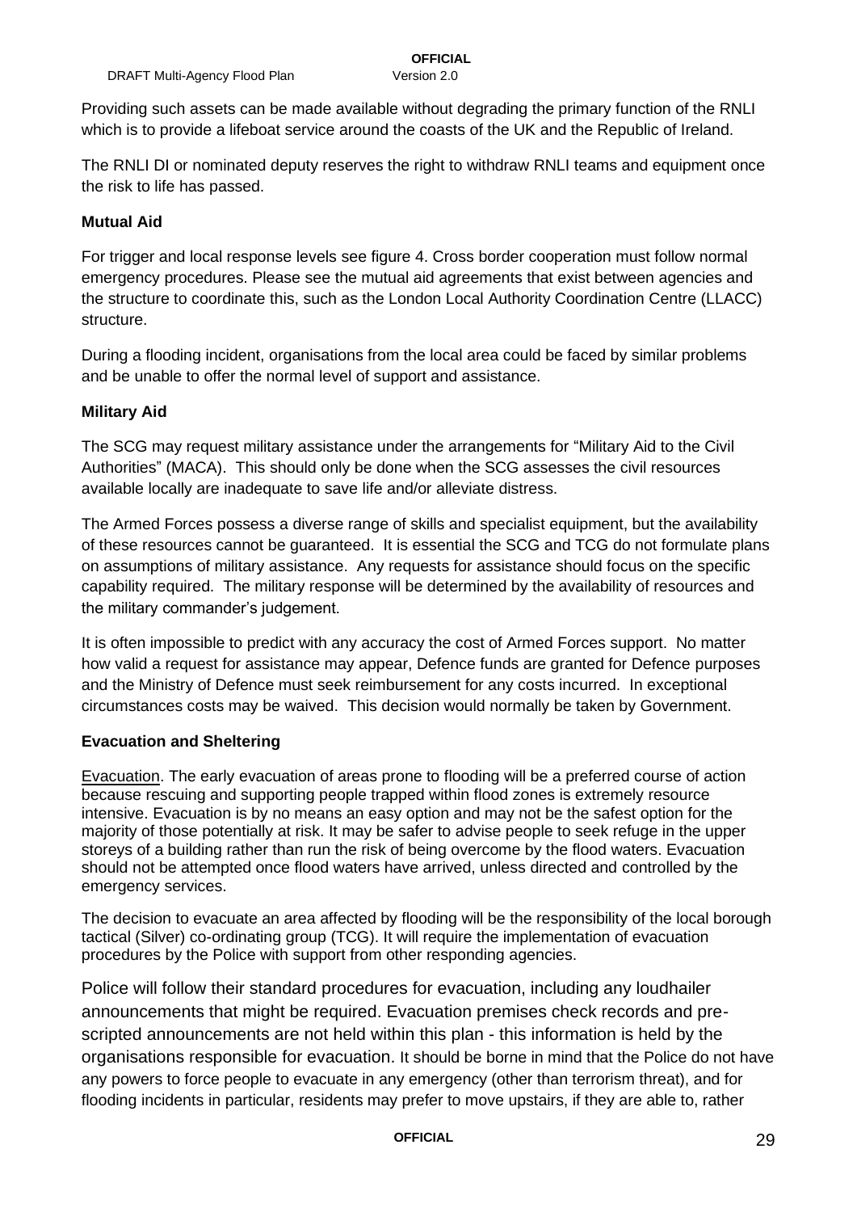Providing such assets can be made available without degrading the primary function of the RNLI which is to provide a lifeboat service around the coasts of the UK and the Republic of Ireland.

The RNLI DI or nominated deputy reserves the right to withdraw RNLI teams and equipment once the risk to life has passed.

**Mutual Aid**

For trigger and local response levels see figure 4. Cross border cooperation must follow normal emergency procedures. Please see the mutual aid agreements that exist between agencies and the structure to coordinate this, such as the London Local Authority Coordination Centre (LLACC) structure.

During a flooding incident, organisations from the local area could be faced by similar problems and be unable to offer the normal level of support and assistance.

**Military Aid**

The SCG may request military assistance under the arrangements for "Military Aid to the Civil Authorities" (MACA). This should only be done when the SCG assesses the civil resources available locally are inadequate to save life and/or alleviate distress.

The Armed Forces possess a diverse range of skills and specialist equipment, but the availability of these resources cannot be guaranteed. It is essential the SCG and TCG do not formulate plans on assumptions of military assistance. Any requests for assistance should focus on the specific capability required. The military response will be determined by the availability of resources and the military commander's judgement.

It is often impossible to predict with any accuracy the cost of Armed Forces support. No matter how valid a request for assistance may appear, Defence funds are granted for Defence purposes and the Ministry of Defence must seek reimbursement for any costs incurred. In exceptional circumstances costs may be waived. This decision would normally be taken by Government.

**Evacuation and Sheltering**

Evacuation. The early evacuation of areas prone to flooding will be a preferred course of action because rescuing and supporting people trapped within flood zones is extremely resource intensive. Evacuation is by no means an easy option and may not be the safest option for the majority of those potentially at risk. It may be safer to advise people to seek refuge in the upper storeys of a building rather than run the risk of being overcome by the flood waters. Evacuation should not be attempted once flood waters have arrived, unless directed and controlled by the emergency services.

The decision to evacuate an area affected by flooding will be the responsibility of the local borough tactical (Silver) co-ordinating group (TCG). It will require the implementation of evacuation procedures by the Police with support from other responding agencies.

Police will follow their standard procedures for evacuation, including any loudhailer announcements that might be required. Evacuation premises check records and pre-scripted announcements are not held within this plan - this information is held by the organisations responsible for evacuation. It should be borne in mind that the Police do not have any powers to force people to evacuate in any emergency (other than terrorism threat), and for flooding incidents in particular, residents may prefer to move upstairs, if they are able to, rather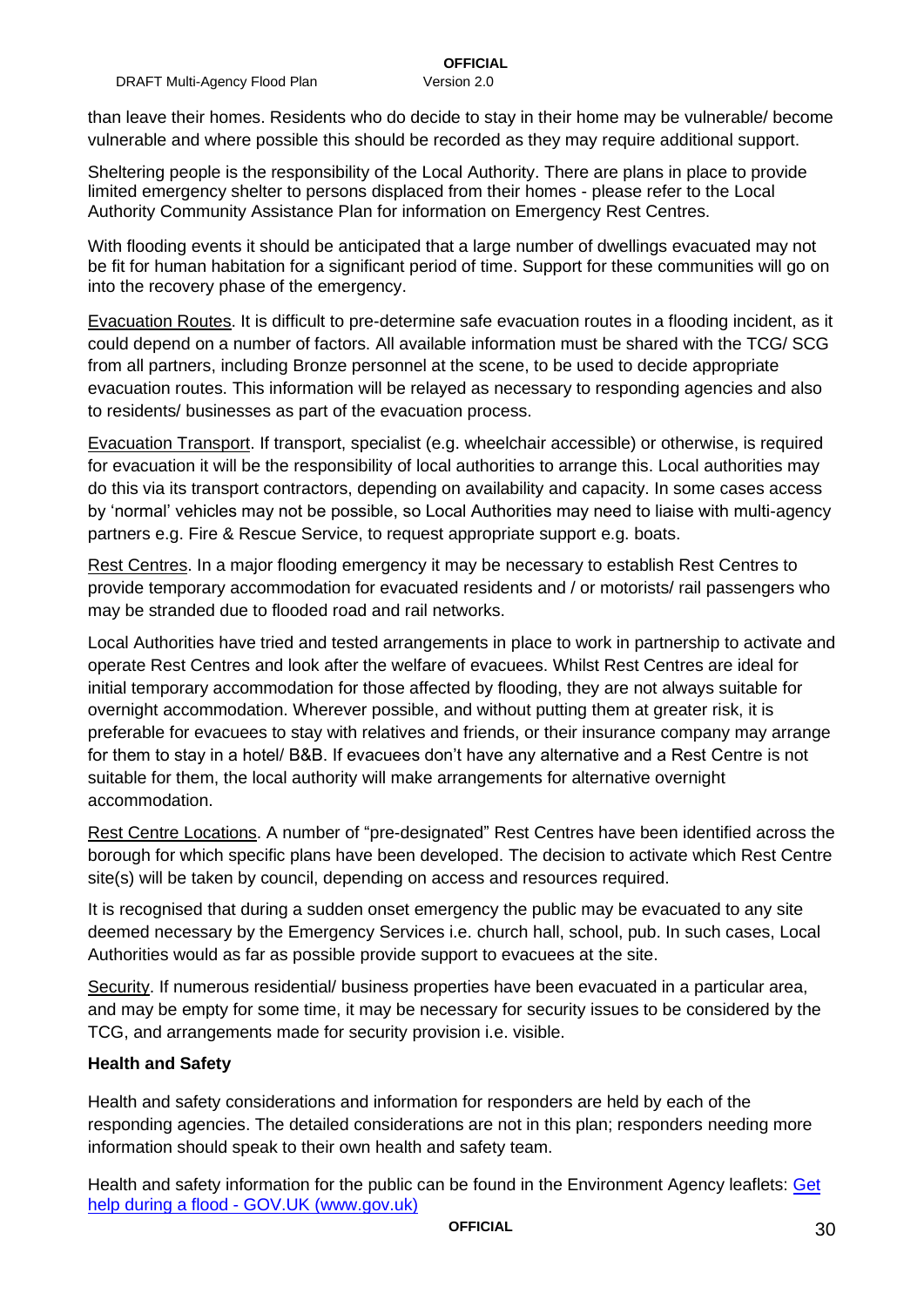than leave their homes. Residents who do decide to stay in their home may be vulnerable/ become vulnerable and where possible this should be recorded as they may require additional support.

Sheltering people is the responsibility of the Local Authority. There are plans in place to provide limited emergency shelter to persons displaced from their homes - please refer to the Local Authority Community Assistance Plan for information on Emergency Rest Centres.

With flooding events it should be anticipated that a large number of dwellings evacuated may not be fit for human habitation for a significant period of time. Support for these communities will go on into the recovery phase of the emergency.

<u>Evacuation Routes</u>. It is difficult to pre-determine safe evacuation routes in a flooding incident, as it could depend on a number of factors. All available information must be shared with the TCG/ SCG from all partners, including Bronze personnel at the scene, to be used to decide appropriate evacuation routes. This information will be relayed as necessary to responding agencies and also to residents/ businesses as part of the evacuation process.

<u>Evacuation Transport</u>. If transport, specialist (e.g. wheelchair accessible) or otherwise, is required for evacuation it will be the responsibility of local authorities to arrange this. Local authorities may do this via its transport contractors, depending on availability and capacity. In some cases access by 'normal' vehicles may not be possible, so Local Authorities may need to liaise with multi-agency partners e.g. Fire & Rescue Service, to request appropriate support e.g. boats.

<u>Rest Centres</u>. In a major flooding emergency it may be necessary to establish Rest Centres to provide temporary accommodation for evacuated residents and / or motorists/ rail passengers who may be stranded due to flooded road and rail networks.

Local Authorities have tried and tested arrangements in place to work in partnership to activate and operate Rest Centres and look after the welfare of evacuees. Whilst Rest Centres are ideal for initial temporary accommodation for those affected by flooding, they are not always suitable for overnight accommodation. Wherever possible, and without putting them at greater risk, it is preferable for evacuees to stay with relatives and friends, or their insurance company may arrange for them to stay in a hotel/ B&B. If evacuees don't have any alternative and a Rest Centre is not suitable for them, the local authority will make arrangements for alternative overnight accommodation.

<u>Rest Centre Locations</u>. A number of "pre-designated" Rest Centres have been identified across the borough for which specific plans have been developed. The decision to activate which Rest Centre site(s) will be taken by council, depending on access and resources required.

It is recognised that during a sudden onset emergency the public may be evacuated to any site deemed necessary by the Emergency Services i.e. church hall, school, pub. In such cases, Local Authorities would as far as possible provide support to evacuees at the site.

<u>Security</u>. If numerous residential/ business properties have been evacuated in a particular area, and may be empty for some time, it may be necessary for security issues to be considered by the TCG, and arrangements made for security provision i.e. visible.

**Health and Safety**

Health and safety considerations and information for responders are held by each of the responding agencies. The detailed considerations are not in this plan; responders needing more information should speak to their own health and safety team.

Health and safety information for the public can be found in the Environment Agency leaflets: [Get help during a flood - GOV.UK (www.gov.uk)]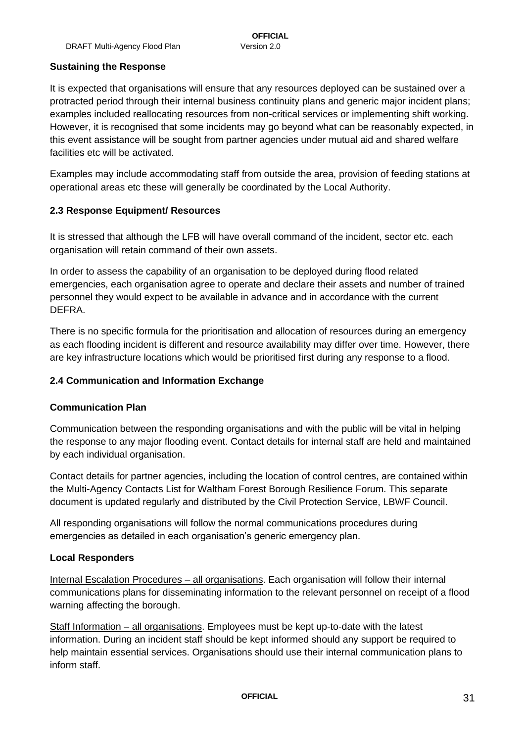### Sustaining the Response

It is expected that organisations will ensure that any resources deployed can be sustained over a protracted period through their internal business continuity plans and generic major incident plans; examples included reallocating resources from non-critical services or implementing shift working. However, it is recognised that some incidents may go beyond what can be reasonably expected, in this event assistance will be sought from partner agencies under mutual aid and shared welfare facilities etc will be activated.

Examples may include accommodating staff from outside the area, provision of feeding stations at operational areas etc these will generally be coordinated by the Local Authority.

### 2.3 Response Equipment/ Resources

It is stressed that although the LFB will have overall command of the incident, sector etc. each organisation will retain command of their own assets.

In order to assess the capability of an organisation to be deployed during flood related emergencies, each organisation agree to operate and declare their assets and number of trained personnel they would expect to be available in advance and in accordance with the current DEFRA.

There is no specific formula for the prioritisation and allocation of resources during an emergency as each flooding incident is different and resource availability may differ over time. However, there are key infrastructure locations which would be prioritised first during any response to a flood.

### 2.4 Communication and Information Exchange

#### Communication Plan

Communication between the responding organisations and with the public will be vital in helping the response to any major flooding event. Contact details for internal staff are held and maintained by each individual organisation.

Contact details for partner agencies, including the location of control centres, are contained within the Multi-Agency Contacts List for Waltham Forest Borough Resilience Forum. This separate document is updated regularly and distributed by the Civil Protection Service, LBWF Council.

All responding organisations will follow the normal communications procedures during emergencies as detailed in each organisation's generic emergency plan.

#### Local Responders

Internal Escalation Procedures – all organisations. Each organisation will follow their internal communications plans for disseminating information to the relevant personnel on receipt of a flood warning affecting the borough.

Staff Information – all organisations. Employees must be kept up-to-date with the latest information. During an incident staff should be kept informed should any support be required to help maintain essential services. Organisations should use their internal communication plans to inform staff.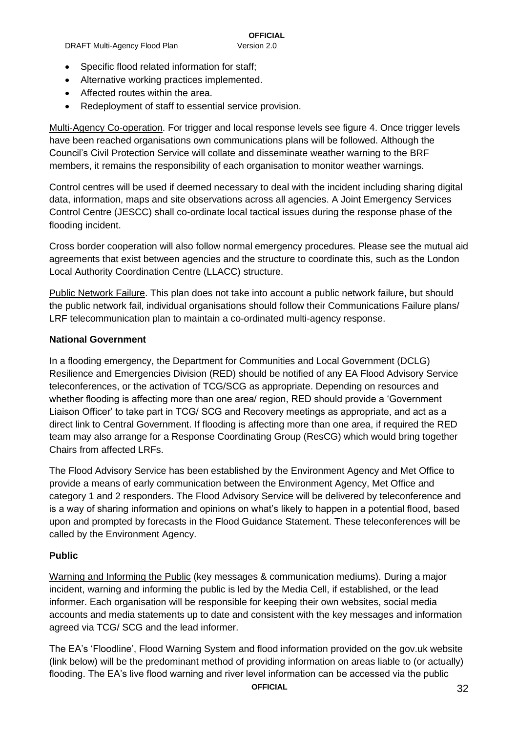- Specific flood related information for staff;
- Alternative working practices implemented.
- Affected routes within the area.
- Redeployment of staff to essential service provision.

Multi-Agency Co-operation. For trigger and local response levels see figure 4. Once trigger levels have been reached organisations own communications plans will be followed. Although the Council's Civil Protection Service will collate and disseminate weather warning to the BRF members, it remains the responsibility of each organisation to monitor weather warnings.

Control centres will be used if deemed necessary to deal with the incident including sharing digital data, information, maps and site observations across all agencies. A Joint Emergency Services Control Centre (JESCC) shall co-ordinate local tactical issues during the response phase of the flooding incident.

Cross border cooperation will also follow normal emergency procedures. Please see the mutual aid agreements that exist between agencies and the structure to coordinate this, such as the London Local Authority Coordination Centre (LLACC) structure.

Public Network Failure. This plan does not take into account a public network failure, but should the public network fail, individual organisations should follow their Communications Failure plans/ LRF telecommunication plan to maintain a co-ordinated multi-agency response.

**National Government**

In a flooding emergency, the Department for Communities and Local Government (DCLG) Resilience and Emergencies Division (RED) should be notified of any EA Flood Advisory Service teleconferences, or the activation of TCG/SCG as appropriate. Depending on resources and whether flooding is affecting more than one area/ region, RED should provide a 'Government Liaison Officer' to take part in TCG/ SCG and Recovery meetings as appropriate, and act as a direct link to Central Government. If flooding is affecting more than one area, if required the RED team may also arrange for a Response Coordinating Group (ResCG) which would bring together Chairs from affected LRFs.

The Flood Advisory Service has been established by the Environment Agency and Met Office to provide a means of early communication between the Environment Agency, Met Office and category 1 and 2 responders. The Flood Advisory Service will be delivered by teleconference and is a way of sharing information and opinions on what's likely to happen in a potential flood, based upon and prompted by forecasts in the Flood Guidance Statement. These teleconferences will be called by the Environment Agency.

**Public**

Warning and Informing the Public (key messages & communication mediums). During a major incident, warning and informing the public is led by the Media Cell, if established, or the lead informer. Each organisation will be responsible for keeping their own websites, social media accounts and media statements up to date and consistent with the key messages and information agreed via TCG/ SCG and the lead informer.

The EA's 'Floodline', Flood Warning System and flood information provided on the gov.uk website (link below) will be the predominant method of providing information on areas liable to (or actually) flooding. The EA's live flood warning and river level information can be accessed via the public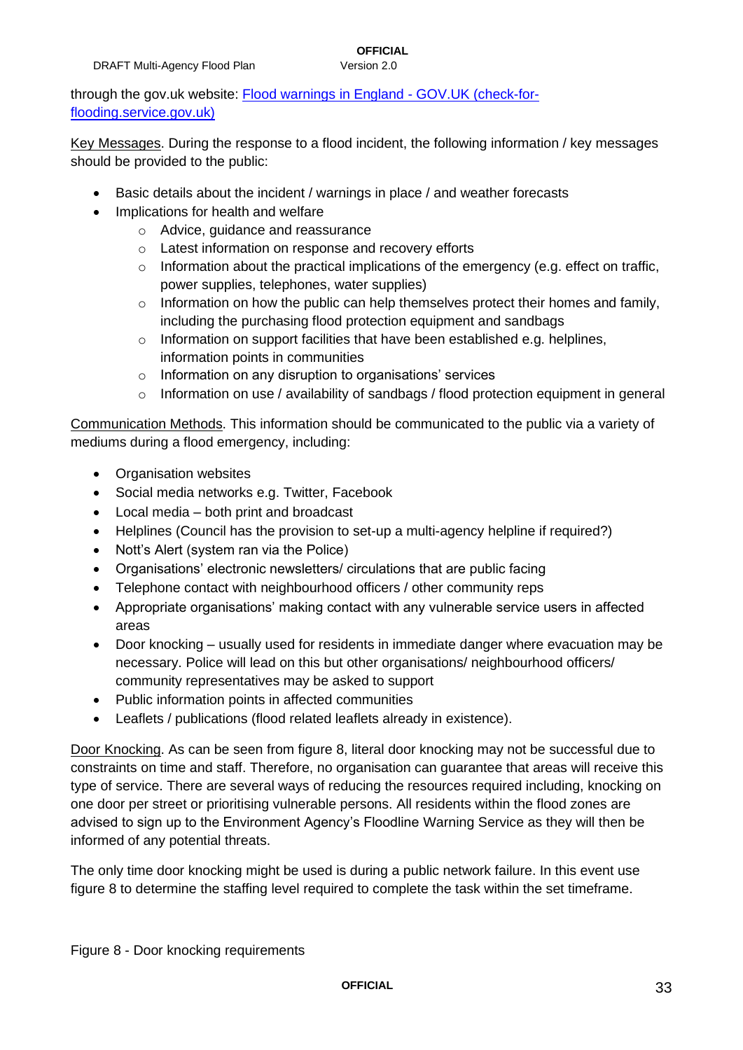through the gov.uk website: [Flood warnings in England - GOV.UK (check-for-flooding.service.gov.uk)](https://check-for-flooding.service.gov.uk)

Key Messages. During the response to a flood incident, the following information / key messages should be provided to the public:

- Basic details about the incident / warnings in place / and weather forecasts
- Implications for health and welfare
    - Advice, guidance and reassurance
    - Latest information on response and recovery efforts
    - Information about the practical implications of the emergency (e.g. effect on traffic, power supplies, telephones, water supplies)
    - Information on how the public can help themselves protect their homes and family, including the purchasing flood protection equipment and sandbags
    - Information on support facilities that have been established e.g. helplines, information points in communities
    - Information on any disruption to organisations' services
    - Information on use / availability of sandbags / flood protection equipment in general

Communication Methods. This information should be communicated to the public via a variety of mediums during a flood emergency, including:

- Organisation websites
- Social media networks e.g. Twitter, Facebook
- Local media – both print and broadcast
- Helplines (Council has the provision to set-up a multi-agency helpline if required?)
- Nott's Alert (system ran via the Police)
- Organisations' electronic newsletters/ circulations that are public facing
- Telephone contact with neighbourhood officers / other community reps
- Appropriate organisations' making contact with any vulnerable service users in affected areas
- Door knocking – usually used for residents in immediate danger where evacuation may be necessary. Police will lead on this but other organisations/ neighbourhood officers/ community representatives may be asked to support
- Public information points in affected communities
- Leaflets / publications (flood related leaflets already in existence).

Door Knocking. As can be seen from figure 8, literal door knocking may not be successful due to constraints on time and staff. Therefore, no organisation can guarantee that areas will receive this type of service. There are several ways of reducing the resources required including, knocking on one door per street or prioritising vulnerable persons. All residents within the flood zones are advised to sign up to the Environment Agency's Floodline Warning Service as they will then be informed of any potential threats.

The only time door knocking might be used is during a public network failure. In this event use figure 8 to determine the staffing level required to complete the task within the set timeframe.

Figure 8 - Door knocking requirements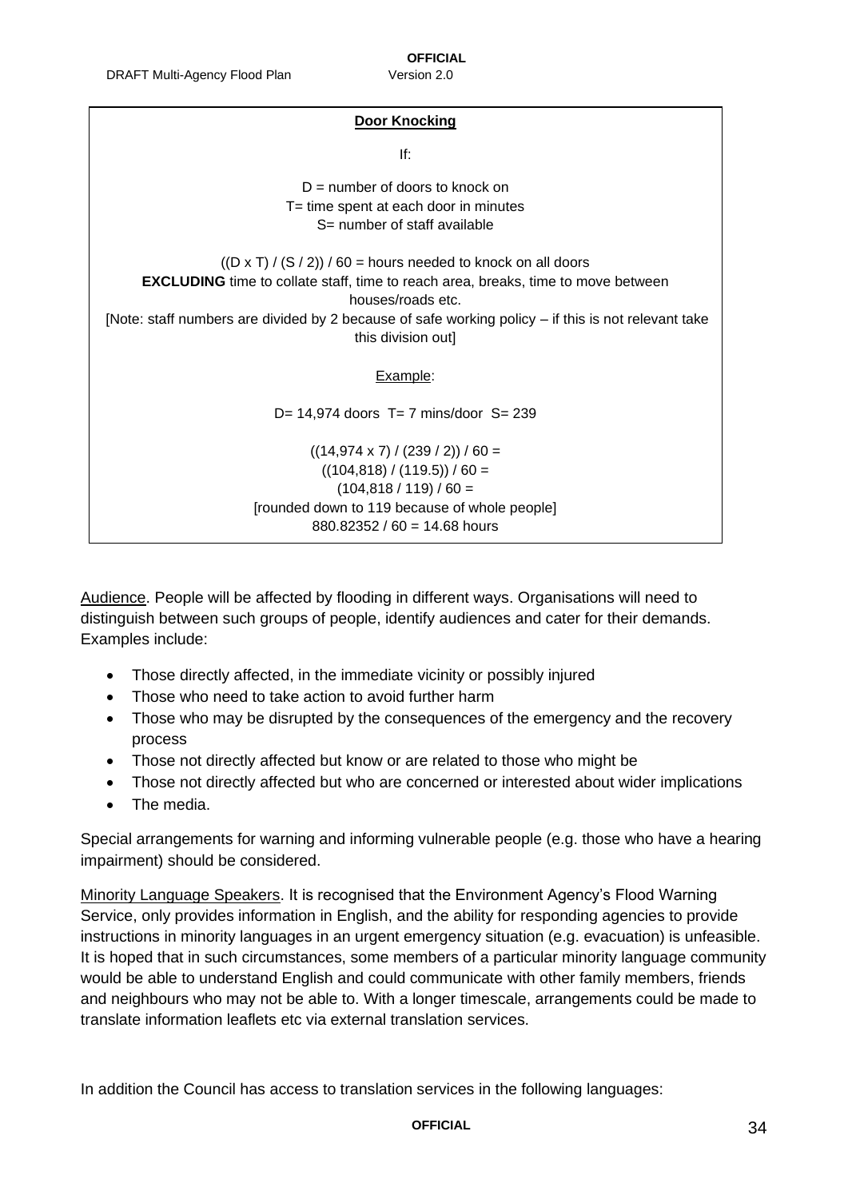**Door Knocking**

If:

D = number of doors to knock on
T= time spent at each door in minutes
S= number of staff available

((D x T) / (S / 2)) / 60 = hours needed to knock on all doors
**EXCLUDING** time to collate staff, time to reach area, breaks, time to move between houses/roads etc.
[Note: staff numbers are divided by 2 because of safe working policy – if this is not relevant take this division out]

Example:

D= 14,974 doors  T= 7 mins/door  S= 239

((14,974 x 7) / (239 / 2)) / 60 =
((104,818) / (119.5)) / 60 =
(104,818 / 119) / 60 =
[rounded down to 119 because of whole people]
880.82352 / 60 = 14.68 hours

Audience. People will be affected by flooding in different ways. Organisations will need to distinguish between such groups of people, identify audiences and cater for their demands. Examples include:

- Those directly affected, in the immediate vicinity or possibly injured
- Those who need to take action to avoid further harm
- Those who may be disrupted by the consequences of the emergency and the recovery process
- Those not directly affected but know or are related to those who might be
- Those not directly affected but who are concerned or interested about wider implications
- The media.

Special arrangements for warning and informing vulnerable people (e.g. those who have a hearing impairment) should be considered.

Minority Language Speakers. It is recognised that the Environment Agency's Flood Warning Service, only provides information in English, and the ability for responding agencies to provide instructions in minority languages in an urgent emergency situation (e.g. evacuation) is unfeasible. It is hoped that in such circumstances, some members of a particular minority language community would be able to understand English and could communicate with other family members, friends and neighbours who may not be able to. With a longer timescale, arrangements could be made to translate information leaflets etc via external translation services.

In addition the Council has access to translation services in the following languages: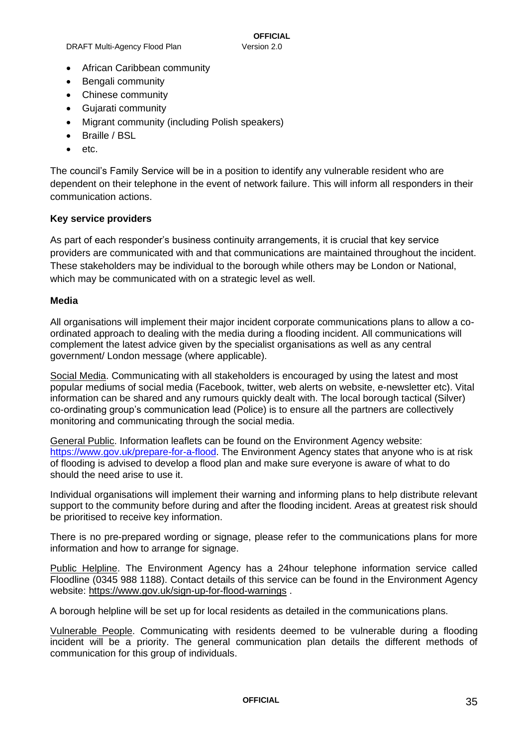- African Caribbean community
- Bengali community
- Chinese community
- Gujarati community
- Migrant community (including Polish speakers)
- Braille / BSL
- etc.

The council's Family Service will be in a position to identify any vulnerable resident who are dependent on their telephone in the event of network failure. This will inform all responders in their communication actions.

**Key service providers**

As part of each responder's business continuity arrangements, it is crucial that key service providers are communicated with and that communications are maintained throughout the incident. These stakeholders may be individual to the borough while others may be London or National, which may be communicated with on a strategic level as well.

**Media**

All organisations will implement their major incident corporate communications plans to allow a co-ordinated approach to dealing with the media during a flooding incident. All communications will complement the latest advice given by the specialist organisations as well as any central government/ London message (where applicable).

Social Media. Communicating with all stakeholders is encouraged by using the latest and most popular mediums of social media (Facebook, twitter, web alerts on website, e-newsletter etc). Vital information can be shared and any rumours quickly dealt with. The local borough tactical (Silver) co-ordinating group's communication lead (Police) is to ensure all the partners are collectively monitoring and communicating through the social media.

General Public. Information leaflets can be found on the Environment Agency website: https://www.gov.uk/prepare-for-a-flood. The Environment Agency states that anyone who is at risk of flooding is advised to develop a flood plan and make sure everyone is aware of what to do should the need arise to use it.

Individual organisations will implement their warning and informing plans to help distribute relevant support to the community before during and after the flooding incident. Areas at greatest risk should be prioritised to receive key information.

There is no pre-prepared wording or signage, please refer to the communications plans for more information and how to arrange for signage.

Public Helpline. The Environment Agency has a 24hour telephone information service called Floodline (0345 988 1188). Contact details of this service can be found in the Environment Agency website: https://www.gov.uk/sign-up-for-flood-warnings .

A borough helpline will be set up for local residents as detailed in the communications plans.

Vulnerable People. Communicating with residents deemed to be vulnerable during a flooding incident will be a priority. The general communication plan details the different methods of communication for this group of individuals.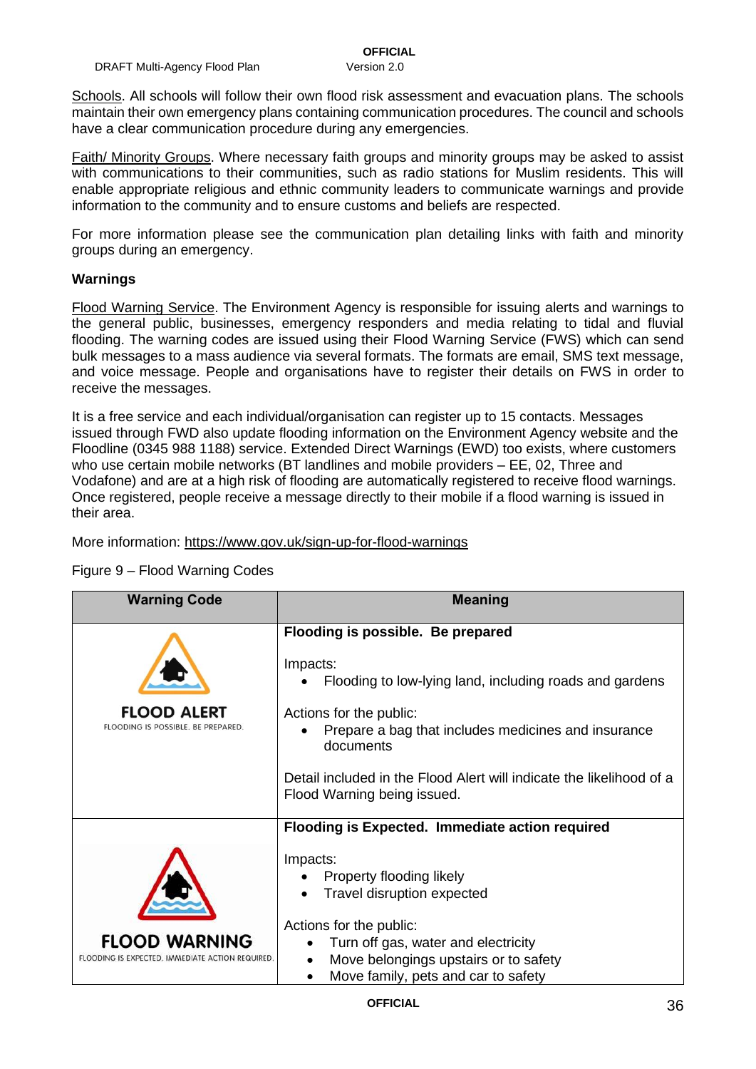Schools. All schools will follow their own flood risk assessment and evacuation plans. The schools maintain their own emergency plans containing communication procedures. The council and schools have a clear communication procedure during any emergencies.

Faith/ Minority Groups. Where necessary faith groups and minority groups may be asked to assist with communications to their communities, such as radio stations for Muslim residents. This will enable appropriate religious and ethnic community leaders to communicate warnings and provide information to the community and to ensure customs and beliefs are respected.

For more information please see the communication plan detailing links with faith and minority groups during an emergency.

**Warnings**

Flood Warning Service. The Environment Agency is responsible for issuing alerts and warnings to the general public, businesses, emergency responders and media relating to tidal and fluvial flooding. The warning codes are issued using their Flood Warning Service (FWS) which can send bulk messages to a mass audience via several formats. The formats are email, SMS text message, and voice message. People and organisations have to register their details on FWS in order to receive the messages.

It is a free service and each individual/organisation can register up to 15 contacts. Messages issued through FWD also update flooding information on the Environment Agency website and the Floodline (0345 988 1188) service. Extended Direct Warnings (EWD) too exists, where customers who use certain mobile networks (BT landlines and mobile providers – EE, 02, Three and Vodafone) and are at a high risk of flooding are automatically registered to receive flood warnings. Once registered, people receive a message directly to their mobile if a flood warning is issued in their area.

More information: https://www.gov.uk/sign-up-for-flood-warnings

Figure 9 – Flood Warning Codes

| Warning Code | Meaning |
|---|---|
| **FLOOD ALERT**<br>FLOODING IS POSSIBLE. BE PREPARED. | **Flooding is possible. Be prepared**<br><br>Impacts:<br>• Flooding to low-lying land, including roads and gardens<br><br>Actions for the public:<br>• Prepare a bag that includes medicines and insurance documents<br><br>Detail included in the Flood Alert will indicate the likelihood of a Flood Warning being issued. |
| **FLOOD WARNING**<br>FLOODING IS EXPECTED. IMMEDIATE ACTION REQUIRED. | **Flooding is Expected. Immediate action required**<br><br>Impacts:<br>• Property flooding likely<br>• Travel disruption expected<br><br>Actions for the public:<br>• Turn off gas, water and electricity<br>• Move belongings upstairs or to safety<br>• Move family, pets and car to safety |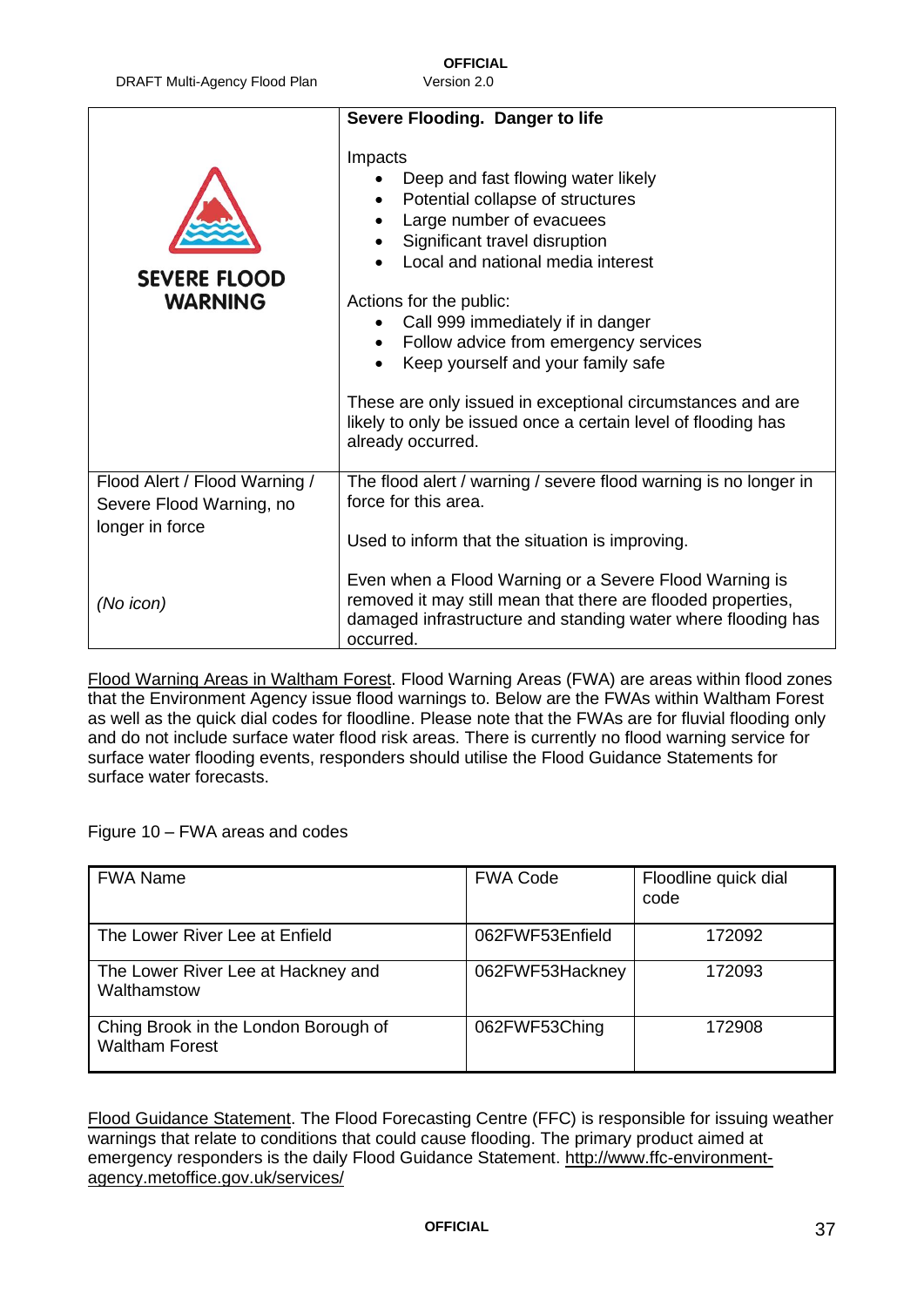| | Severe Flooding. Danger to life |
|---|---|
| SEVERE FLOOD WARNING | **Severe Flooding. Danger to life**<br><br>Impacts<br>• Deep and fast flowing water likely<br>• Potential collapse of structures<br>• Large number of evacuees<br>• Significant travel disruption<br>• Local and national media interest<br><br>Actions for the public:<br>• Call 999 immediately if in danger<br>• Follow advice from emergency services<br>• Keep yourself and your family safe<br><br>These are only issued in exceptional circumstances and are likely to only be issued once a certain level of flooding has already occurred. |
| Flood Alert / Flood Warning / Severe Flood Warning, no longer in force<br><br>*(No icon)* | The flood alert / warning / severe flood warning is no longer in force for this area.<br><br>Used to inform that the situation is improving.<br><br>Even when a Flood Warning or a Severe Flood Warning is removed it may still mean that there are flooded properties, damaged infrastructure and standing water where flooding has occurred. |

Flood Warning Areas in Waltham Forest. Flood Warning Areas (FWA) are areas within flood zones that the Environment Agency issue flood warnings to. Below are the FWAs within Waltham Forest as well as the quick dial codes for floodline. Please note that the FWAs are for fluvial flooding only and do not include surface water flood risk areas. There is currently no flood warning service for surface water flooding events, responders should utilise the Flood Guidance Statements for surface water forecasts.

Figure 10 – FWA areas and codes

| FWA Name | FWA Code | Floodline quick dial code |
|---|---|---|
| The Lower River Lee at Enfield | 062FWF53Enfield | 172092 |
| The Lower River Lee at Hackney and Walthamstow | 062FWF53Hackney | 172093 |
| Ching Brook in the London Borough of Waltham Forest | 062FWF53Ching | 172908 |

Flood Guidance Statement. The Flood Forecasting Centre (FFC) is responsible for issuing weather warnings that relate to conditions that could cause flooding. The primary product aimed at emergency responders is the daily Flood Guidance Statement. http://www.ffc-environment-agency.metoffice.gov.uk/services/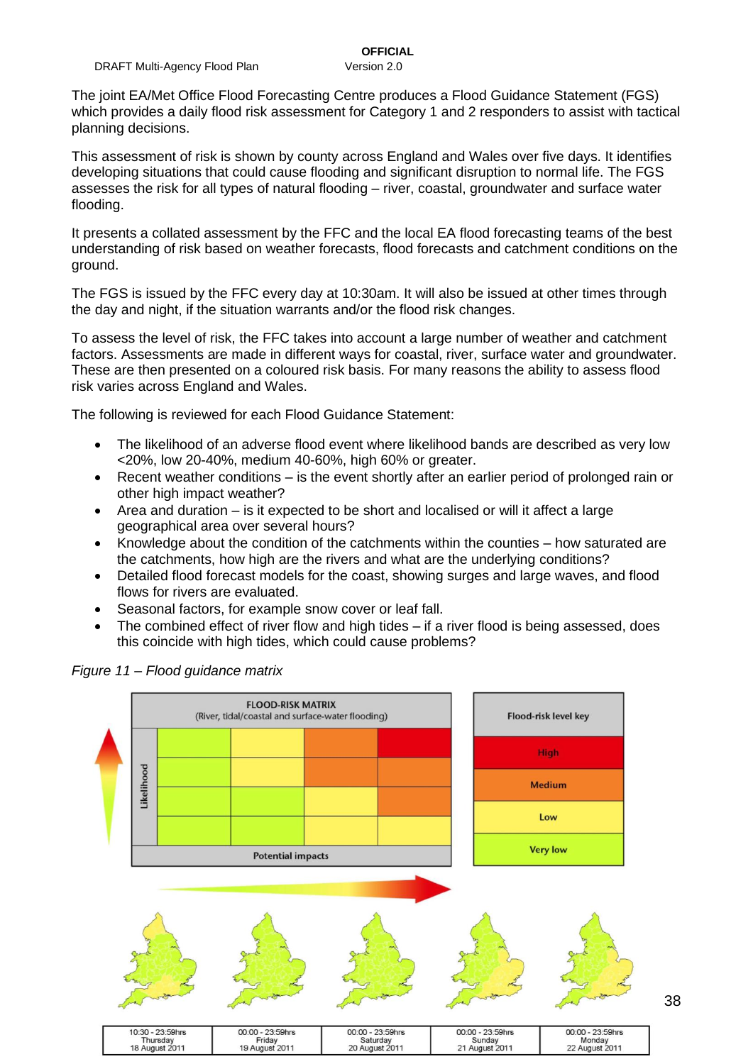The joint EA/Met Office Flood Forecasting Centre produces a Flood Guidance Statement (FGS) which provides a daily flood risk assessment for Category 1 and 2 responders to assist with tactical planning decisions.

This assessment of risk is shown by county across England and Wales over five days. It identifies developing situations that could cause flooding and significant disruption to normal life. The FGS assesses the risk for all types of natural flooding – river, coastal, groundwater and surface water flooding.

It presents a collated assessment by the FFC and the local EA flood forecasting teams of the best understanding of risk based on weather forecasts, flood forecasts and catchment conditions on the ground.

The FGS is issued by the FFC every day at 10:30am. It will also be issued at other times through the day and night, if the situation warrants and/or the flood risk changes.

To assess the level of risk, the FFC takes into account a large number of weather and catchment factors. Assessments are made in different ways for coastal, river, surface water and groundwater. These are then presented on a coloured risk basis. For many reasons the ability to assess flood risk varies across England and Wales.

The following is reviewed for each Flood Guidance Statement:

- The likelihood of an adverse flood event where likelihood bands are described as very low <20%, low 20-40%, medium 40-60%, high 60% or greater.
- Recent weather conditions – is the event shortly after an earlier period of prolonged rain or other high impact weather?
- Area and duration – is it expected to be short and localised or will it affect a large geographical area over several hours?
- Knowledge about the condition of the catchments within the counties – how saturated are the catchments, how high are the rivers and what are the underlying conditions?
- Detailed flood forecast models for the coast, showing surges and large waves, and flood flows for rivers are evaluated.
- Seasonal factors, for example snow cover or leaf fall.
- The combined effect of river flow and high tides – if a river flood is being assessed, does this coincide with high tides, which could cause problems?

*Figure 11 – Flood guidance matrix*

**FLOOD-RISK MATRIX**
(River, tidal/coastal and surface-water flooding)

| Likelihood ↑ / Potential impacts → | | | | |
|---|---|---|---|---|
| | Very low | Low | Medium | High |
| | Very low | Low | Medium | Medium |
| | Very low | Very low | Low | Medium |
| | Very low | Very low | Low | Low |

**Flood-risk level key**: High, Medium, Low, Very low

| 10:30 - 23:59hrs Thursday 18 August 2011 | 00:00 - 23:59hrs Friday 19 August 2011 | 00:00 - 23:59hrs Saturday 20 August 2011 | 00:00 - 23:59hrs Sunday 21 August 2011 | 00:00 - 23:59hrs Monday 22 August 2011 |
|---|---|---|---|---|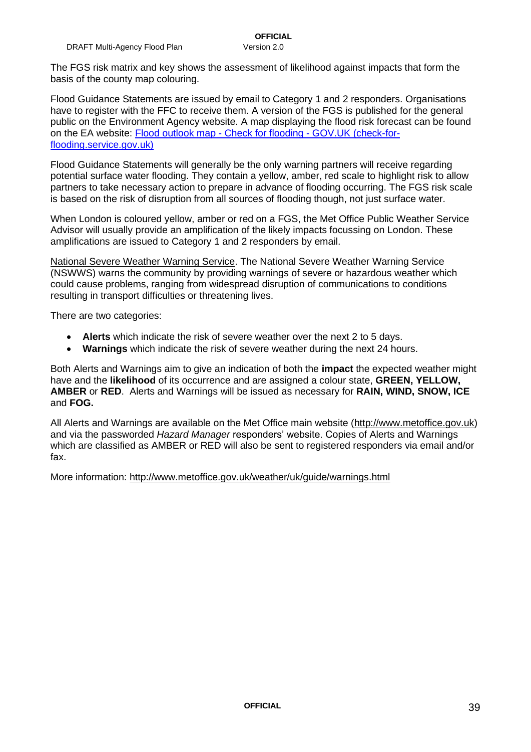The FGS risk matrix and key shows the assessment of likelihood against impacts that form the basis of the county map colouring.

Flood Guidance Statements are issued by email to Category 1 and 2 responders. Organisations have to register with the FFC to receive them. A version of the FGS is published for the general public on the Environment Agency website. A map displaying the flood risk forecast can be found on the EA website: [Flood outlook map - Check for flooding - GOV.UK (check-for-flooding.service.gov.uk)](check-for-flooding.service.gov.uk)

Flood Guidance Statements will generally be the only warning partners will receive regarding potential surface water flooding. They contain a yellow, amber, red scale to highlight risk to allow partners to take necessary action to prepare in advance of flooding occurring. The FGS risk scale is based on the risk of disruption from all sources of flooding though, not just surface water.

When London is coloured yellow, amber or red on a FGS, the Met Office Public Weather Service Advisor will usually provide an amplification of the likely impacts focussing on London. These amplifications are issued to Category 1 and 2 responders by email.

National Severe Weather Warning Service. The National Severe Weather Warning Service (NSWWS) warns the community by providing warnings of severe or hazardous weather which could cause problems, ranging from widespread disruption of communications to conditions resulting in transport difficulties or threatening lives.

There are two categories:

- **Alerts** which indicate the risk of severe weather over the next 2 to 5 days.
- **Warnings** which indicate the risk of severe weather during the next 24 hours.

Both Alerts and Warnings aim to give an indication of both the **impact** the expected weather might have and the **likelihood** of its occurrence and are assigned a colour state, **GREEN, YELLOW, AMBER** or **RED**. Alerts and Warnings will be issued as necessary for **RAIN, WIND, SNOW, ICE** and **FOG.**

All Alerts and Warnings are available on the Met Office main website (http://www.metoffice.gov.uk) and via the passworded *Hazard Manager* responders' website. Copies of Alerts and Warnings which are classified as AMBER or RED will also be sent to registered responders via email and/or fax.

More information: http://www.metoffice.gov.uk/weather/uk/guide/warnings.html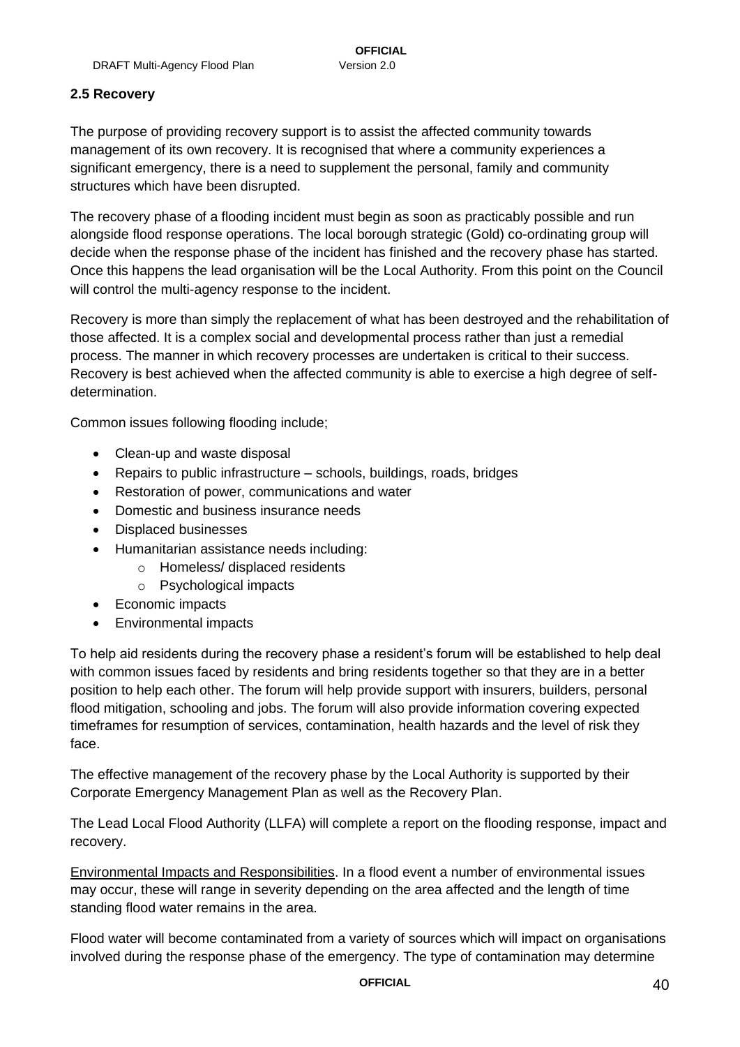## 2.5 Recovery

The purpose of providing recovery support is to assist the affected community towards management of its own recovery. It is recognised that where a community experiences a significant emergency, there is a need to supplement the personal, family and community structures which have been disrupted.

The recovery phase of a flooding incident must begin as soon as practicably possible and run alongside flood response operations. The local borough strategic (Gold) co-ordinating group will decide when the response phase of the incident has finished and the recovery phase has started. Once this happens the lead organisation will be the Local Authority. From this point on the Council will control the multi-agency response to the incident.

Recovery is more than simply the replacement of what has been destroyed and the rehabilitation of those affected. It is a complex social and developmental process rather than just a remedial process. The manner in which recovery processes are undertaken is critical to their success. Recovery is best achieved when the affected community is able to exercise a high degree of self-determination.

Common issues following flooding include;

- Clean-up and waste disposal
- Repairs to public infrastructure – schools, buildings, roads, bridges
- Restoration of power, communications and water
- Domestic and business insurance needs
- Displaced businesses
- Humanitarian assistance needs including:
  - Homeless/ displaced residents
  - Psychological impacts
- Economic impacts
- Environmental impacts

To help aid residents during the recovery phase a resident's forum will be established to help deal with common issues faced by residents and bring residents together so that they are in a better position to help each other. The forum will help provide support with insurers, builders, personal flood mitigation, schooling and jobs. The forum will also provide information covering expected timeframes for resumption of services, contamination, health hazards and the level of risk they face.

The effective management of the recovery phase by the Local Authority is supported by their Corporate Emergency Management Plan as well as the Recovery Plan.

The Lead Local Flood Authority (LLFA) will complete a report on the flooding response, impact and recovery.

Environmental Impacts and Responsibilities. In a flood event a number of environmental issues may occur, these will range in severity depending on the area affected and the length of time standing flood water remains in the area.

Flood water will become contaminated from a variety of sources which will impact on organisations involved during the response phase of the emergency. The type of contamination may determine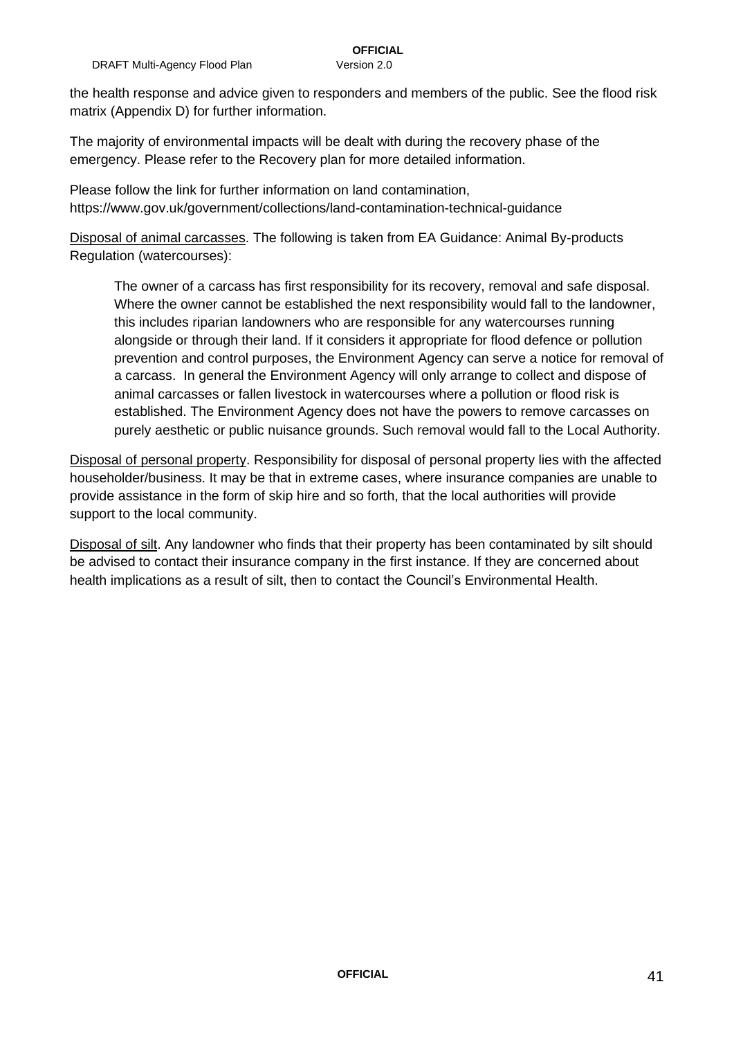the health response and advice given to responders and members of the public. See the flood risk matrix (Appendix D) for further information.

The majority of environmental impacts will be dealt with during the recovery phase of the emergency. Please refer to the Recovery plan for more detailed information.

Please follow the link for further information on land contamination, https://www.gov.uk/government/collections/land-contamination-technical-guidance

<u>Disposal of animal carcasses</u>. The following is taken from EA Guidance: Animal By-products Regulation (watercourses):

> The owner of a carcass has first responsibility for its recovery, removal and safe disposal. Where the owner cannot be established the next responsibility would fall to the landowner, this includes riparian landowners who are responsible for any watercourses running alongside or through their land. If it considers it appropriate for flood defence or pollution prevention and control purposes, the Environment Agency can serve a notice for removal of a carcass. In general the Environment Agency will only arrange to collect and dispose of animal carcasses or fallen livestock in watercourses where a pollution or flood risk is established. The Environment Agency does not have the powers to remove carcasses on purely aesthetic or public nuisance grounds. Such removal would fall to the Local Authority.

<u>Disposal of personal property</u>. Responsibility for disposal of personal property lies with the affected householder/business. It may be that in extreme cases, where insurance companies are unable to provide assistance in the form of skip hire and so forth, that the local authorities will provide support to the local community.

<u>Disposal of silt</u>. Any landowner who finds that their property has been contaminated by silt should be advised to contact their insurance company in the first instance. If they are concerned about health implications as a result of silt, then to contact the Council's Environmental Health.